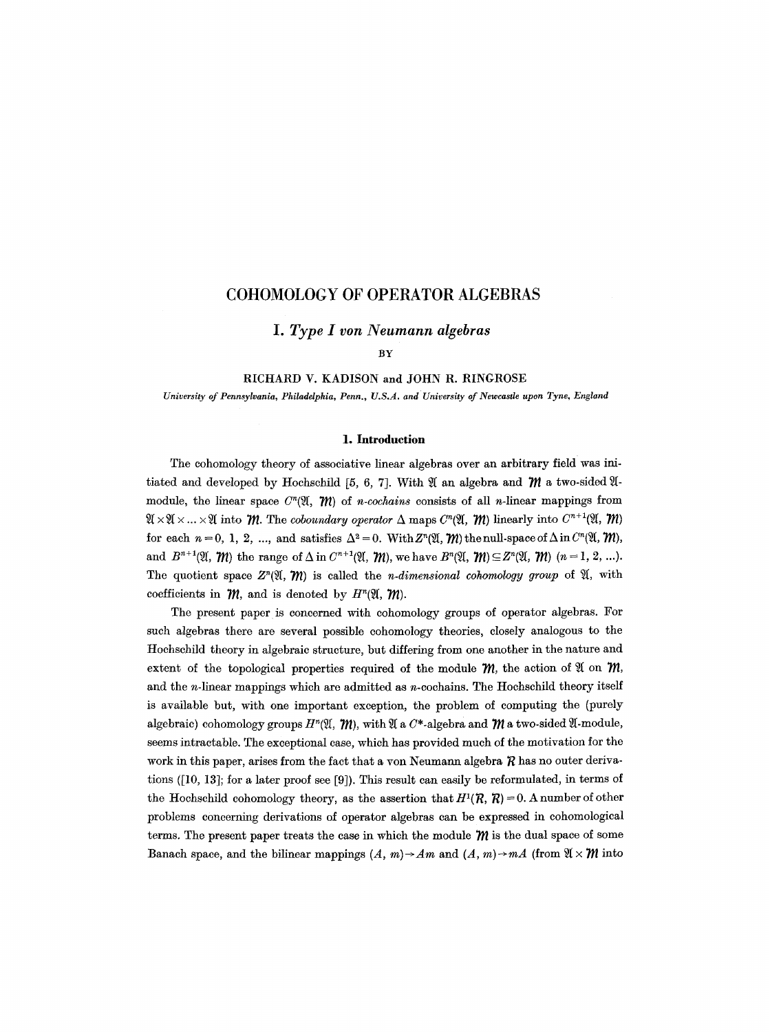# COHOMOLOGY OF OPERATOR ALGEBRAS

## I. *Type I von Neumann algebras*

BY

RICHARD V. KADISON and JOHN R. RINGROSE

*University of Pennsylvania, Philadelphia, Penn., U.S.A. and University of Newcastle upon Tyne, England*

### 1. Introduction

The cohomology theory of associative linear algebras over an arbitrary field was initiated and developed by Hochschild [5, 6, 7]. With $\mathfrak{A}$ an algebra and $\mathcal{M}$ a two-sided $\mathfrak{A}$-module, the linear space $C^n(\mathfrak{A}, \mathcal{M})$ of *n-cochains* consists of all $n$-linear mappings from $\mathfrak{A} \times \mathfrak{A} \times \ldots \times \mathfrak{A}$ into $\mathcal{M}$. The *coboundary operator* $\Delta$ maps $C^n(\mathfrak{A}, \mathcal{M})$ linearly into $C^{n+1}(\mathfrak{A}, \mathcal{M})$ for each $n = 0, 1, 2, \ldots$, and satisfies $\Delta^2 = 0$. With $Z^n(\mathfrak{A}, \mathcal{M})$ the null-space of $\Delta$ in $C^n(\mathfrak{A}, \mathcal{M})$, and $B^{n+1}(\mathfrak{A}, \mathcal{M})$ the range of $\Delta$ in $C^{n+1}(\mathfrak{A}, \mathcal{M})$, we have $B^n(\mathfrak{A}, \mathcal{M}) \subseteq Z^n(\mathfrak{A}, \mathcal{M})$ $(n = 1, 2, \ldots)$. The quotient space $Z^n(\mathfrak{A}, \mathcal{M})$ is called the *n-dimensional cohomology group* of $\mathfrak{A}$, with coefficients in $\mathcal{M}$, and is denoted by $H^n(\mathfrak{A}, \mathcal{M})$.

The present paper is concerned with cohomology groups of operator algebras. For such algebras there are several possible cohomology theories, closely analogous to the Hochschild theory in algebraic structure, but differing from one another in the nature and extent of the topological properties required of the module $\mathcal{M}$, the action of $\mathfrak{A}$ on $\mathcal{M}$, and the $n$-linear mappings which are admitted as $n$-cochains. The Hochschild theory itself is available but, with one important exception, the problem of computing the (purely algebraic) cohomology groups $H^n(\mathfrak{A}, \mathcal{M})$, with $\mathfrak{A}$ a $C^*$-algebra and $\mathcal{M}$ a two-sided $\mathfrak{A}$-module, seems intractable. The exceptional case, which has provided much of the motivation for the work in this paper, arises from the fact that a von Neumann algebra $\mathcal{R}$ has no outer derivations ([10, 13]; for a later proof see [9]). This result can easily be reformulated, in terms of the Hochschild cohomology theory, as the assertion that $H^1(\mathcal{R}, \mathcal{R}) = 0$. A number of other problems concerning derivations of operator algebras can be expressed in cohomological terms. The present paper treats the case in which the module $\mathcal{M}$ is the dual space of some Banach space, and the bilinear mappings $(A, m) \to Am$ and $(A, m) \to mA$ (from $\mathfrak{A} \times \mathcal{M}$ into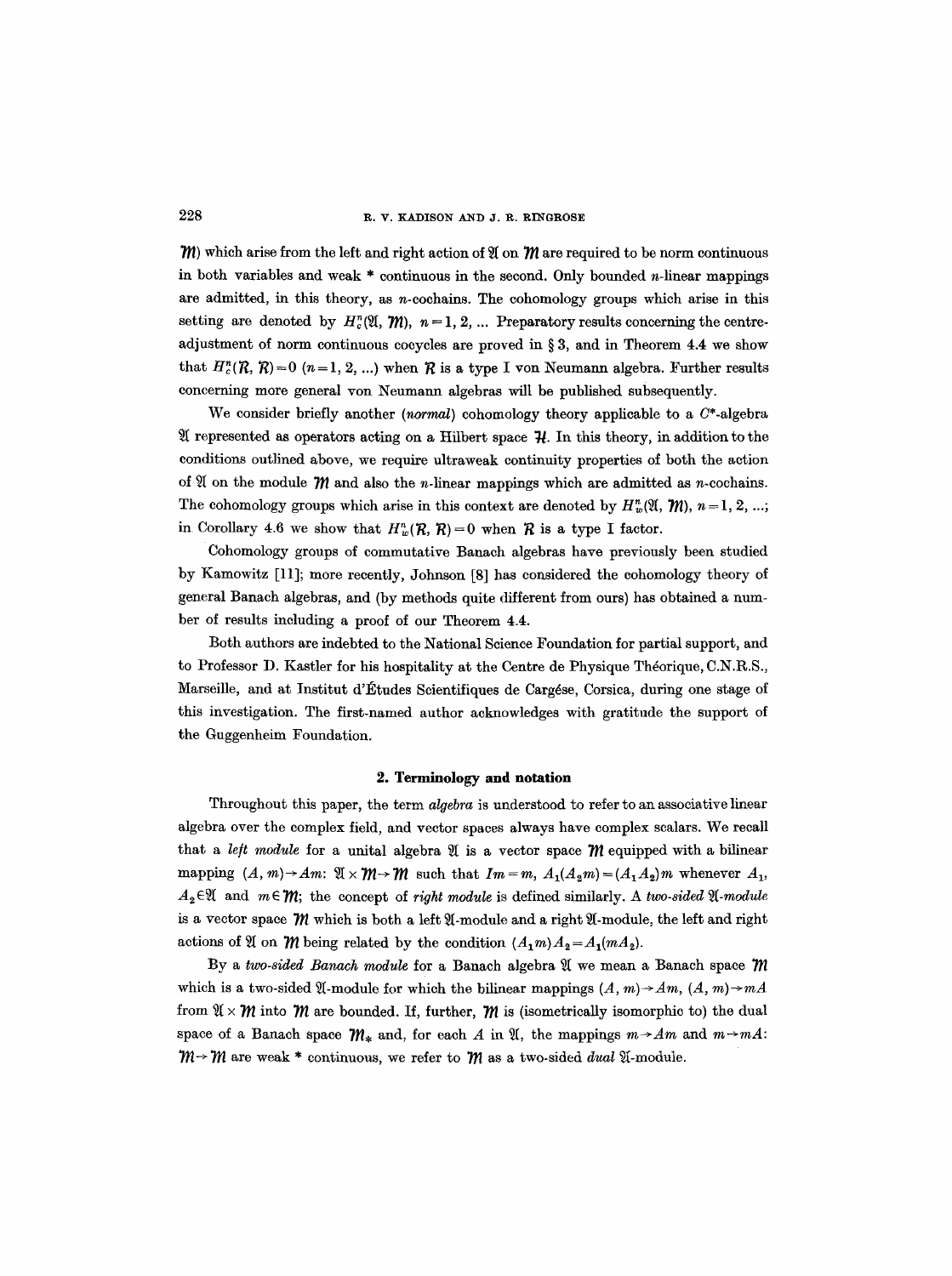$\mathcal{M}$) which arise from the left and right action of $\mathfrak{A}$ on $\mathcal{M}$ are required to be norm continuous in both variables and weak * continuous in the second. Only bounded $n$-linear mappings are admitted, in this theory, as $n$-cochains. The cohomology groups which arise in this setting are denoted by $H_c^n(\mathfrak{A}, \mathcal{M})$, $n=1, 2, \ldots$ Preparatory results concerning the centre-adjustment of norm continuous cocycles are proved in § 3, and in Theorem 4.4 we show that $H_c^n(\mathcal{R}, \mathcal{R})=0$ $(n=1, 2, \ldots)$ when $\mathcal{R}$ is a type I von Neumann algebra. Further results concerning more general von Neumann algebras will be published subsequently.

We consider briefly another (*normal*) cohomology theory applicable to a $C^*$-algebra $\mathfrak{A}$ represented as operators acting on a Hilbert space $\mathcal{H}$. In this theory, in addition to the conditions outlined above, we require ultraweak continuity properties of both the action of $\mathfrak{A}$ on the module $\mathcal{M}$ and also the $n$-linear mappings which are admitted as $n$-cochains. The cohomology groups which arise in this context are denoted by $H_w^n(\mathfrak{A}, \mathcal{M})$, $n=1, 2, \ldots$; in Corollary 4.6 we show that $H_w^n(\mathcal{R}, \mathcal{R})=0$ when $\mathcal{R}$ is a type I factor.

Cohomology groups of commutative Banach algebras have previously been studied by Kamowitz [11]; more recently, Johnson [8] has considered the cohomology theory of general Banach algebras, and (by methods quite different from ours) has obtained a number of results including a proof of our Theorem 4.4.

Both authors are indebted to the National Science Foundation for partial support, and to Professor D. Kastler for his hospitality at the Centre de Physique Théorique, C.N.R.S., Marseille, and at Institut d'Études Scientifiques de Cargése, Corsica, during one stage of this investigation. The first-named author acknowledges with gratitude the support of the Guggenheim Foundation.

## 2. Terminology and notation

Throughout this paper, the term *algebra* is understood to refer to an associative linear algebra over the complex field, and vector spaces always have complex scalars. We recall that a *left module* for a unital algebra $\mathfrak{A}$ is a vector space $\mathcal{M}$ equipped with a bilinear mapping $(A, m)\rightarrow Am$: $\mathfrak{A}\times\mathcal{M}\rightarrow\mathcal{M}$ such that $Im=m$, $A_1(A_2m)=(A_1A_2)m$ whenever $A_1$, $A_2\in\mathfrak{A}$ and $m\in\mathcal{M}$; the concept of *right module* is defined similarly. A *two-sided $\mathfrak{A}$-module* is a vector space $\mathcal{M}$ which is both a left $\mathfrak{A}$-module and a right $\mathfrak{A}$-module, the left and right actions of $\mathfrak{A}$ on $\mathcal{M}$ being related by the condition $(A_1m)A_2=A_1(mA_2)$.

By a *two-sided Banach module* for a Banach algebra $\mathfrak{A}$ we mean a Banach space $\mathcal{M}$ which is a two-sided $\mathfrak{A}$-module for which the bilinear mappings $(A, m)\rightarrow Am$, $(A, m)\rightarrow mA$ from $\mathfrak{A}\times\mathcal{M}$ into $\mathcal{M}$ are bounded. If, further, $\mathcal{M}$ is (isometrically isomorphic to) the dual space of a Banach space $\mathcal{M}_*$ and, for each $A$ in $\mathfrak{A}$, the mappings $m\rightarrow Am$ and $m\rightarrow mA$: $\mathcal{M}\rightarrow\mathcal{M}$ are weak * continuous, we refer to $\mathcal{M}$ as a two-sided *dual* $\mathfrak{A}$-module.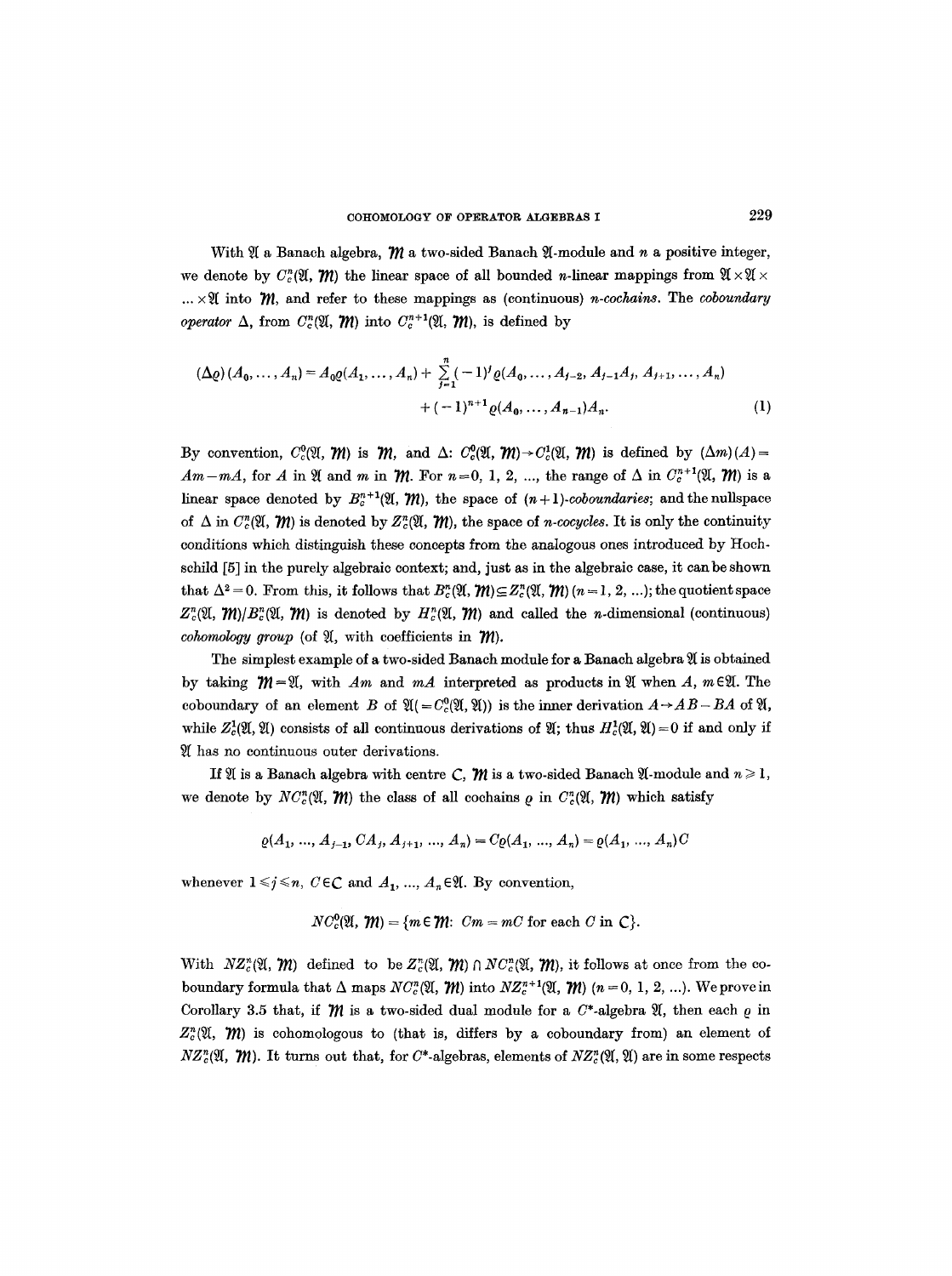With $\mathfrak{A}$ a Banach algebra, $\mathcal{M}$ a two-sided Banach $\mathfrak{A}$-module and $n$ a positive integer, we denote by $C_c^n(\mathfrak{A}, \mathcal{M})$ the linear space of all bounded $n$-linear mappings from $\mathfrak{A} \times \mathfrak{A} \times \ldots \times \mathfrak{A}$ into $\mathcal{M}$, and refer to these mappings as (continuous) *n-cochains*. The *coboundary operator* $\Delta$, from $C_c^n(\mathfrak{A}, \mathcal{M})$ into $C_c^{n+1}(\mathfrak{A}, \mathcal{M})$, is defined by

$$(\Delta \varrho)(A_0, \ldots, A_n) = A_0 \varrho(A_1, \ldots, A_n) + \sum_{j=1}^{n} (-1)^j \varrho(A_0, \ldots, A_{j-2}, A_{j-1}A_j, A_{j+1}, \ldots, A_n) + (-1)^{n+1} \varrho(A_0, \ldots, A_{n-1})A_n. \tag{1}$$

By convention, $C_c^0(\mathfrak{A}, \mathcal{M})$ is $\mathcal{M}$, and $\Delta: C_c^0(\mathfrak{A}, \mathcal{M}) \to C_c^1(\mathfrak{A}, \mathcal{M})$ is defined by $(\Delta m)(A) = Am - mA$, for $A$ in $\mathfrak{A}$ and $m$ in $\mathcal{M}$. For $n = 0, 1, 2, \ldots$, the range of $\Delta$ in $C_c^{n+1}(\mathfrak{A}, \mathcal{M})$ is a linear space denoted by $B_c^{n+1}(\mathfrak{A}, \mathcal{M})$, the space of *$(n+1)$-coboundaries*; and the nullspace of $\Delta$ in $C_c^n(\mathfrak{A}, \mathcal{M})$ is denoted by $Z_c^n(\mathfrak{A}, \mathcal{M})$, the space of *n-cocycles*. It is only the continuity conditions which distinguish these concepts from the analogous ones introduced by Hochschild [5] in the purely algebraic context; and, just as in the algebraic case, it can be shown that $\Delta^2 = 0$. From this, it follows that $B_c^n(\mathfrak{A}, \mathcal{M}) \subseteq Z_c^n(\mathfrak{A}, \mathcal{M})$ $(n = 1, 2, \ldots)$; the quotient space $Z_c^n(\mathfrak{A}, \mathcal{M})/B_c^n(\mathfrak{A}, \mathcal{M})$ is denoted by $H_c^n(\mathfrak{A}, \mathcal{M})$ and called the $n$-dimensional (continuous) *cohomology group* (of $\mathfrak{A}$, with coefficients in $\mathcal{M}$).

The simplest example of a two-sided Banach module for a Banach algebra $\mathfrak{A}$ is obtained by taking $\mathcal{M} = \mathfrak{A}$, with $Am$ and $mA$ interpreted as products in $\mathfrak{A}$ when $A, m \in \mathfrak{A}$. The coboundary of an element $B$ of $\mathfrak{A}(= C_c^0(\mathfrak{A}, \mathfrak{A}))$ is the inner derivation $A \to AB - BA$ of $\mathfrak{A}$, while $Z_c^1(\mathfrak{A}, \mathfrak{A})$ consists of all continuous derivations of $\mathfrak{A}$; thus $H_c^1(\mathfrak{A}, \mathfrak{A}) = 0$ if and only if $\mathfrak{A}$ has no continuous outer derivations.

If $\mathfrak{A}$ is a Banach algebra with centre $\mathcal{C}$, $\mathcal{M}$ is a two-sided Banach $\mathfrak{A}$-module and $n \geq 1$, we denote by $NC_c^n(\mathfrak{A}, \mathcal{M})$ the class of all cochains $\varrho$ in $C_c^n(\mathfrak{A}, \mathcal{M})$ which satisfy

$$\varrho(A_1, \ldots, A_{j-1}, CA_j, A_{j+1}, \ldots, A_n) = C\varrho(A_1, \ldots, A_n) = \varrho(A_1, \ldots, A_n)C$$

whenever $1 \leq j \leq n$, $C \in \mathcal{C}$ and $A_1, \ldots, A_n \in \mathfrak{A}$. By convention,

$$NC_c^0(\mathfrak{A}, \mathcal{M}) = \{m \in \mathcal{M}: \; Cm = mC \text{ for each } C \text{ in } \mathcal{C}\}.$$

With $NZ_c^n(\mathfrak{A}, \mathcal{M})$ defined to be $Z_c^n(\mathfrak{A}, \mathcal{M}) \cap NC_c^n(\mathfrak{A}, \mathcal{M})$, it follows at once from the coboundary formula that $\Delta$ maps $NC_c^n(\mathfrak{A}, \mathcal{M})$ into $NZ_c^{n+1}(\mathfrak{A}, \mathcal{M})$ $(n = 0, 1, 2, \ldots)$. We prove in Corollary 3.5 that, if $\mathcal{M}$ is a two-sided dual module for a $C^*$-algebra $\mathfrak{A}$, then each $\varrho$ in $Z_c^n(\mathfrak{A}, \mathcal{M})$ is cohomologous to (that is, differs by a coboundary from) an element of $NZ_c^n(\mathfrak{A}, \mathcal{M})$. It turns out that, for $C^*$-algebras, elements of $NZ_c^n(\mathfrak{A}, \mathfrak{A})$ are in some respects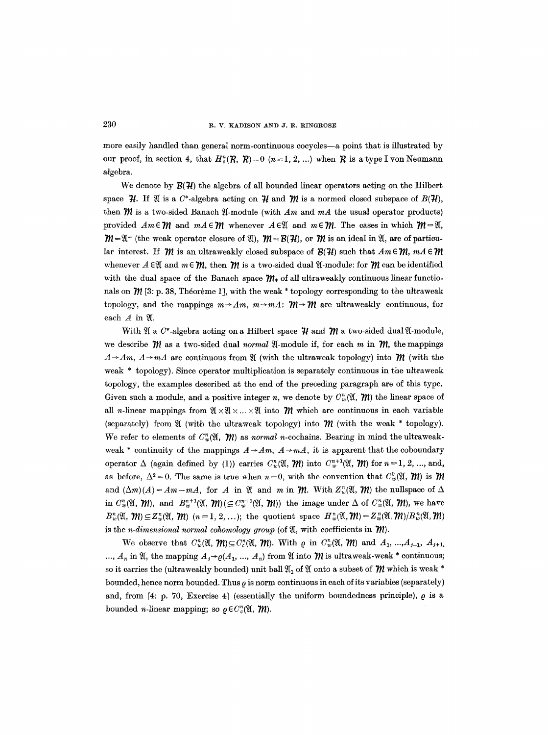more easily handled than general norm-continuous cocycles—a point that is illustrated by our proof, in section 4, that $H^n_c(\mathcal{R}, \mathcal{R}) = 0$ $(n = 1, 2, \ldots)$ when $\mathcal{R}$ is a type I von Neumann algebra.

We denote by $\mathcal{B}(\mathcal{H})$ the algebra of all bounded linear operators acting on the Hilbert space $\mathcal{H}$. If $\mathfrak{A}$ is a $C^*$-algebra acting on $\mathcal{H}$ and $\mathcal{M}$ is a normed closed subspace of $B(\mathcal{H})$, then $\mathcal{M}$ is a two-sided Banach $\mathfrak{A}$-module (with $Am$ and $mA$ the usual operator products) provided $Am \in \mathcal{M}$ and $mA \in \mathcal{M}$ whenever $A \in \mathfrak{A}$ and $m \in \mathcal{M}$. The cases in which $\mathcal{M} = \mathfrak{A}$, $\mathcal{M} = \mathfrak{A}^-$ (the weak operator closure of $\mathfrak{A}$), $\mathcal{M} = \mathcal{B}(\mathcal{H})$, or $\mathcal{M}$ is an ideal in $\mathfrak{A}$, are of particular interest. If $\mathcal{M}$ is an ultraweakly closed subspace of $\mathcal{B}(\mathcal{H})$ such that $Am \in \mathcal{M}$, $mA \in \mathcal{M}$ whenever $A \in \mathfrak{A}$ and $m \in \mathcal{M}$, then $\mathcal{M}$ is a two-sided dual $\mathfrak{A}$-module: for $\mathcal{M}$ can be identified with the dual space of the Banach space $\mathcal{M}_*$ of all ultraweakly continuous linear functionals on $\mathcal{M}$ [3: p. 38, Théorème 1], with the weak * topology corresponding to the ultraweak topology, and the mappings $m \to Am$, $m \to mA$: $\mathcal{M} \to \mathcal{M}$ are ultraweakly continuous, for each $A$ in $\mathfrak{A}$.

With $\mathfrak{A}$ a $C^*$-algebra acting on a Hilbert space $\mathcal{H}$ and $\mathcal{M}$ a two-sided dual $\mathfrak{A}$-module, we describe $\mathcal{M}$ as a two-sided dual *normal* $\mathfrak{A}$-module if, for each $m$ in $\mathcal{M}$, the mappings $A \to Am$, $A \to mA$ are continuous from $\mathfrak{A}$ (with the ultraweak topology) into $\mathcal{M}$ (with the weak * topology). Since operator multiplication is separately continuous in the ultraweak topology, the examples described at the end of the preceding paragraph are of this type. Given such a module, and a positive integer $n$, we denote by $C^n_w(\mathfrak{A}, \mathcal{M})$ the linear space of all $n$-linear mappings from $\mathfrak{A} \times \mathfrak{A} \times \ldots \times \mathfrak{A}$ into $\mathcal{M}$ which are continuous in each variable (separately) from $\mathfrak{A}$ (with the ultraweak topology) into $\mathcal{M}$ (with the weak * topology). We refer to elements of $C^n_w(\mathfrak{A}, \mathcal{M})$ as *normal* $n$-cochains. Bearing in mind the ultraweak-weak * continuity of the mappings $A \to Am$, $A \to mA$, it is apparent that the coboundary operator $\Delta$ (again defined by (1)) carries $C^n_w(\mathfrak{A}, \mathcal{M})$ into $C^{n+1}_w(\mathfrak{A}, \mathcal{M})$ for $n = 1, 2, \ldots$, and, as before, $\Delta^2 = 0$. The same is true when $n = 0$, with the convention that $C^0_w(\mathfrak{A}, \mathcal{M})$ is $\mathcal{M}$ and $(\Delta m)(A) = Am - mA$, for $A$ in $\mathfrak{A}$ and $m$ in $\mathcal{M}$. With $Z^n_w(\mathfrak{A}, \mathcal{M})$ the nullspace of $\Delta$ in $C^n_w(\mathfrak{A}, \mathcal{M})$, and $B^{n+1}_w(\mathfrak{A}, \mathcal{M}) (\subseteq C^{n+1}_w(\mathfrak{A}, \mathcal{M}))$ the image under $\Delta$ of $C^n_w(\mathfrak{A}, \mathcal{M})$, we have $B^n_w(\mathfrak{A}, \mathcal{M}) \subseteq Z^n_w(\mathfrak{A}, \mathcal{M})$ $(n = 1, 2, \ldots)$; the quotient space $H^n_w(\mathfrak{A}, \mathcal{M}) = Z^n_w(\mathfrak{A}, \mathcal{M}) / B^n_w(\mathfrak{A}, \mathcal{M})$ is the *n-dimensional normal cohomology group* (of $\mathfrak{A}$, with coefficients in $\mathcal{M}$).

We observe that $C^n_w(\mathfrak{A}, \mathcal{M}) \subseteq C^n_c(\mathfrak{A}, \mathcal{M})$. With $\varrho$ in $C^n_w(\mathfrak{A}, \mathcal{M})$ and $A_1, \ldots, A_{j-1}, A_{j+1}, \ldots, A_n$ in $\mathfrak{A}$, the mapping $A_j \to \varrho(A_1, \ldots, A_n)$ from $\mathfrak{A}$ into $\mathcal{M}$ is ultraweak-weak * continuous; so it carries the (ultraweakly bounded) unit ball $\mathfrak{A}_1$ of $\mathfrak{A}$ onto a subset of $\mathcal{M}$ which is weak * bounded, hence norm bounded. Thus $\varrho$ is norm continuous in each of its variables (separately) and, from [4: p. 70, Exercise 4] (essentially the uniform boundedness principle), $\varrho$ is a bounded $n$-linear mapping; so $\varrho \in C^n_c(\mathfrak{A}, \mathcal{M})$.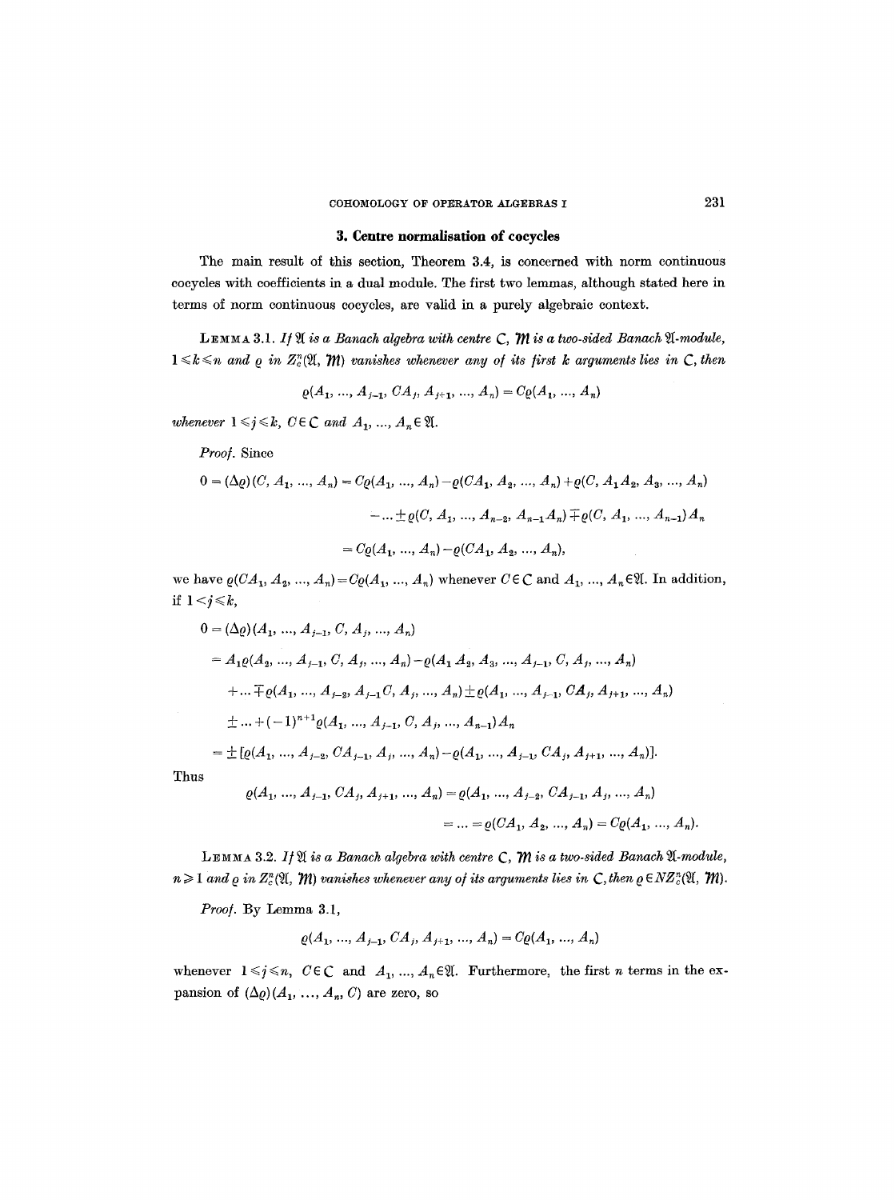## 3. Centre normalisation of cocycles

The main result of this section, Theorem 3.4, is concerned with norm continuous cocycles with coefficients in a dual module. The first two lemmas, although stated here in terms of norm continuous cocycles, are valid in a purely algebraic context.

LEMMA 3.1. *If $\mathfrak{A}$ is a Banach algebra with centre $\mathcal{C}$, $\mathcal{M}$ is a two-sided Banach $\mathfrak{A}$-module, $1 \leqslant k \leqslant n$ and $\varrho$ in $Z_c^n(\mathfrak{A}, \mathcal{M})$ vanishes whenever any of its first $k$ arguments lies in $\mathcal{C}$, then*

$$\varrho(A_1, \ldots, A_{j-1}, CA_j, A_{j+1}, \ldots, A_n) = C\varrho(A_1, \ldots, A_n)$$

*whenever $1 \leqslant j \leqslant k$, $C \in \mathcal{C}$ and $A_1, \ldots, A_n \in \mathfrak{A}$.*

*Proof.* Since

$$\begin{aligned} 0 = (\Delta\varrho)(C, A_1, \ldots, A_n) &= C\varrho(A_1, \ldots, A_n) - \varrho(CA_1, A_2, \ldots, A_n) + \varrho(C, A_1A_2, A_3, \ldots, A_n) \\ &\quad - \ldots \pm \varrho(C, A_1, \ldots, A_{n-2}, A_{n-1}A_n) \mp \varrho(C, A_1, \ldots, A_{n-1})A_n \\ &= C\varrho(A_1, \ldots, A_n) - \varrho(CA_1, A_2, \ldots, A_n), \end{aligned}$$

we have $\varrho(CA_1, A_2, \ldots, A_n) = C\varrho(A_1, \ldots, A_n)$ whenever $C \in \mathcal{C}$ and $A_1, \ldots, A_n \in \mathfrak{A}$. In addition, if $1 < j \leqslant k$,

$$\begin{aligned} 0 &= (\Delta\varrho)(A_1, \ldots, A_{j-1}, C, A_j, \ldots, A_n) \\ &= A_1\varrho(A_2, \ldots, A_{j-1}, C, A_j, \ldots, A_n) - \varrho(A_1A_2, A_3, \ldots, A_{j-1}, C, A_j, \ldots, A_n) \\ &\quad + \ldots \mp \varrho(A_1, \ldots, A_{j-2}, A_{j-1}C, A_j, \ldots, A_n) \pm \varrho(A_1, \ldots, A_{j-1}, CA_j, A_{j+1}, \ldots, A_n) \\ &\quad \pm \ldots + (-1)^{n+1}\varrho(A_1, \ldots, A_{j-1}, C, A_j, \ldots, A_{n-1})A_n \\ &= \pm[\varrho(A_1, \ldots, A_{j-2}, CA_{j-1}, A_j, \ldots, A_n) - \varrho(A_1, \ldots, A_{j-1}, CA_j, A_{j+1}, \ldots, A_n)]. \end{aligned}$$

Thus

$$\begin{aligned} \varrho(A_1, \ldots, A_{j-1}, CA_j, A_{j+1}, \ldots, A_n) &= \varrho(A_1, \ldots, A_{j-2}, CA_{j-1}, A_j, \ldots, A_n) \\ &= \ldots = \varrho(CA_1, A_2, \ldots, A_n) = C\varrho(A_1, \ldots, A_n). \end{aligned}$$

LEMMA 3.2. *If $\mathfrak{A}$ is a Banach algebra with centre $\mathcal{C}$, $\mathcal{M}$ is a two-sided Banach $\mathfrak{A}$-module, $n \geqslant 1$ and $\varrho$ in $Z_c^n(\mathfrak{A}, \mathcal{M})$ vanishes whenever any of its arguments lies in $\mathcal{C}$, then $\varrho \in NZ_c^n(\mathfrak{A}, \mathcal{M})$.*

*Proof.* By Lemma 3.1,

$$\varrho(A_1, \ldots, A_{j-1}, CA_j, A_{j+1}, \ldots, A_n) = C\varrho(A_1, \ldots, A_n)$$

whenever $1 \leqslant j \leqslant n$, $C \in \mathcal{C}$ and $A_1, \ldots, A_n \in \mathfrak{A}$. Furthermore, the first $n$ terms in the expansion of $(\Delta\varrho)(A_1, \ldots, A_n, C)$ are zero, so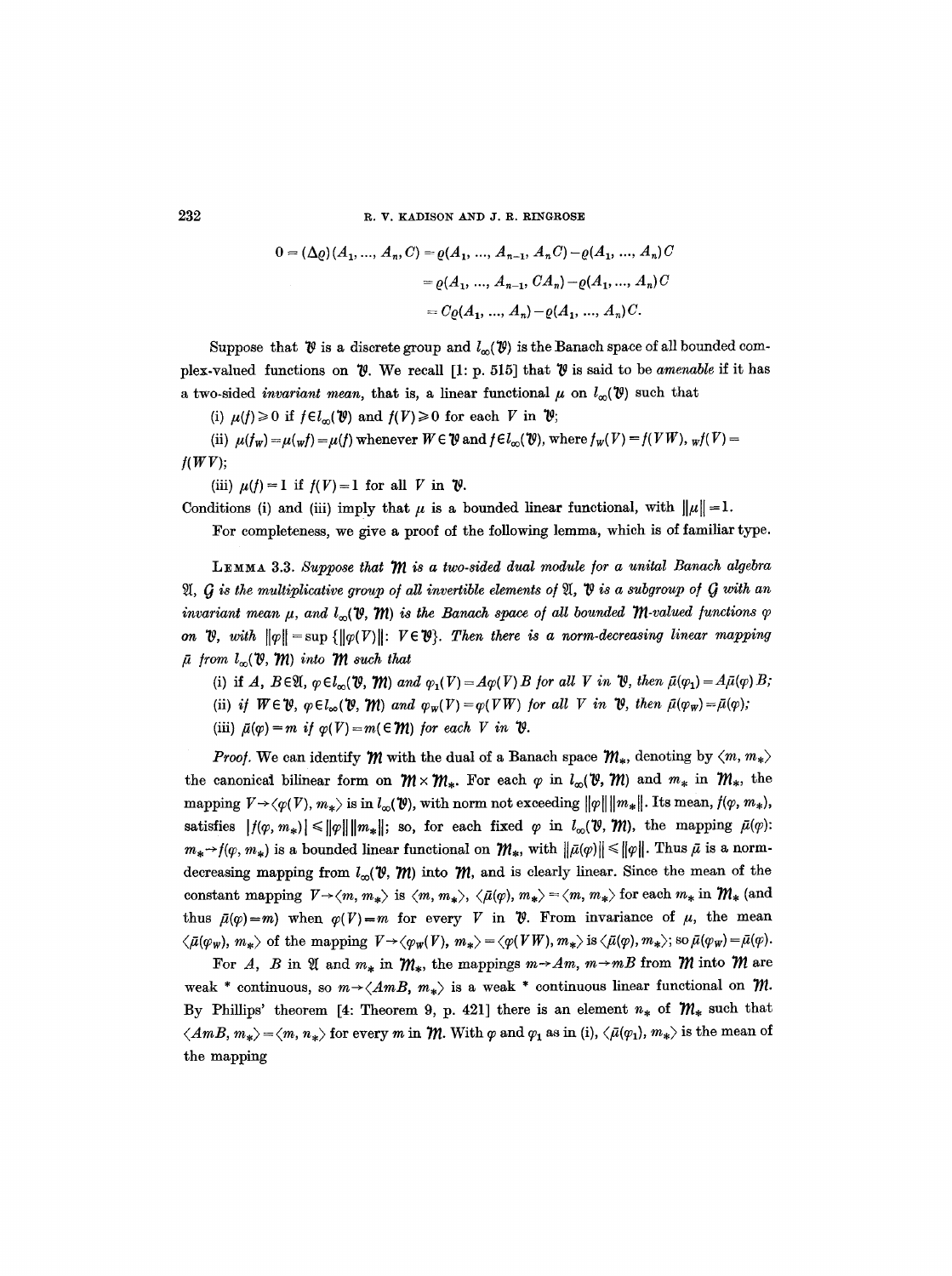$$0 = (\Delta\varrho)(A_1, \ldots, A_n, C) = \varrho(A_1, \ldots, A_{n-1}, A_n C) - \varrho(A_1, \ldots, A_n)C$$
$$= \varrho(A_1, \ldots, A_{n-1}, CA_n) - \varrho(A_1, \ldots, A_n)C$$
$$= C\varrho(A_1, \ldots, A_n) - \varrho(A_1, \ldots, A_n)C.$$

Suppose that $\mathcal{V}$ is a discrete group and $l_\infty(\mathcal{V})$ is the Banach space of all bounded complex-valued functions on $\mathcal{V}$. We recall [1: p. 515] that $\mathcal{V}$ is said to be *amenable* if it has a two-sided *invariant mean*, that is, a linear functional $\mu$ on $l_\infty(\mathcal{V})$ such that

(i) $\mu(f) \geqslant 0$ if $f \in l_\infty(\mathcal{V})$ and $f(V) \geqslant 0$ for each $V$ in $\mathcal{V}$;

(ii) $\mu(f_W) = \mu({}_W f) = \mu(f)$ whenever $W \in \mathcal{V}$ and $f \in l_\infty(\mathcal{V})$, where $f_W(V) = f(VW)$, ${}_W f(V) = f(WV)$;

(iii) $\mu(f) = 1$ if $f(V) = 1$ for all $V$ in $\mathcal{V}$.

Conditions (i) and (iii) imply that $\mu$ is a bounded linear functional, with $\|\mu\| = 1$.

For completeness, we give a proof of the following lemma, which is of familiar type.

**Lemma 3.3.** *Suppose that $\mathcal{M}$ is a two-sided dual module for a unital Banach algebra $\mathfrak{A}$, $\mathcal{G}$ is the multiplicative group of all invertible elements of $\mathfrak{A}$, $\mathcal{V}$ is a subgroup of $\mathcal{G}$ with an invariant mean $\mu$, and $l_\infty(\mathcal{V}, \mathcal{M})$ is the Banach space of all bounded $\mathcal{M}$-valued functions $\varphi$ on $\mathcal{V}$, with $\|\varphi\| = \sup\{\|\varphi(V)\|: V \in \mathcal{V}\}$. Then there is a norm-decreasing linear mapping $\bar{\mu}$ from $l_\infty(\mathcal{V}, \mathcal{M})$ into $\mathcal{M}$ such that*

(i) *if $A, B \in \mathfrak{A}$, $\varphi \in l_\infty(\mathcal{V}, \mathcal{M})$ and $\varphi_1(V) = A\varphi(V)B$ for all $V$ in $\mathcal{V}$, then $\bar{\mu}(\varphi_1) = A\bar{\mu}(\varphi)B$;*

(ii) *if $W \in \mathcal{V}$, $\varphi \in l_\infty(\mathcal{V}, \mathcal{M})$ and $\varphi_W(V) = \varphi(VW)$ for all $V$ in $\mathcal{V}$, then $\bar{\mu}(\varphi_W) = \bar{\mu}(\varphi)$;*

(iii) *$\bar{\mu}(\varphi) = m$ if $\varphi(V) = m (\in \mathcal{M})$ for each $V$ in $\mathcal{V}$.*

*Proof.* We can identify $\mathcal{M}$ with the dual of a Banach space $\mathcal{M}_*$, denoting by $\langle m, m_* \rangle$ the canonical bilinear form on $\mathcal{M} \times \mathcal{M}_*$. For each $\varphi$ in $l_\infty(\mathcal{V}, \mathcal{M})$ and $m_*$ in $\mathcal{M}_*$, the mapping $V \to \langle \varphi(V), m_* \rangle$ is in $l_\infty(\mathcal{V})$, with norm not exceeding $\|\varphi\|\|m_*\|$. Its mean, $f(\varphi, m_*)$, satisfies $|f(\varphi, m_*)| \leqslant \|\varphi\|\|m_*\|$; so, for each fixed $\varphi$ in $l_\infty(\mathcal{V}, \mathcal{M})$, the mapping $\bar{\mu}(\varphi)$: $m_* \to f(\varphi, m_*)$ is a bounded linear functional on $\mathcal{M}_*$, with $\|\bar{\mu}(\varphi)\| \leqslant \|\varphi\|$. Thus $\bar{\mu}$ is a norm-decreasing mapping from $l_\infty(\mathcal{V}, \mathcal{M})$ into $\mathcal{M}$, and is clearly linear. Since the mean of the constant mapping $V \to \langle m, m_* \rangle$ is $\langle m, m_* \rangle$, $\langle \bar{\mu}(\varphi), m_* \rangle = \langle m, m_* \rangle$ for each $m_*$ in $\mathcal{M}_*$ (and thus $\bar{\mu}(\varphi) = m$) when $\varphi(V) = m$ for every $V$ in $\mathcal{V}$. From invariance of $\mu$, the mean $\langle \bar{\mu}(\varphi_W), m_* \rangle$ of the mapping $V \to \langle \varphi_W(V), m_* \rangle = \langle \varphi(VW), m_* \rangle$ is $\langle \bar{\mu}(\varphi), m_* \rangle$; so $\bar{\mu}(\varphi_W) = \bar{\mu}(\varphi)$.

For $A$, $B$ in $\mathfrak{A}$ and $m_*$ in $\mathcal{M}_*$, the mappings $m \to Am$, $m \to mB$ from $\mathcal{M}$ into $\mathcal{M}$ are weak \* continuous, so $m \to \langle AmB, m_* \rangle$ is a weak \* continuous linear functional on $\mathcal{M}$. By Phillips' theorem [4: Theorem 9, p. 421] there is an element $n_*$ of $\mathcal{M}_*$ such that $\langle AmB, m_* \rangle = \langle m, n_* \rangle$ for every $m$ in $\mathcal{M}$. With $\varphi$ and $\varphi_1$ as in (i), $\langle \bar{\mu}(\varphi_1), m_* \rangle$ is the mean of the mapping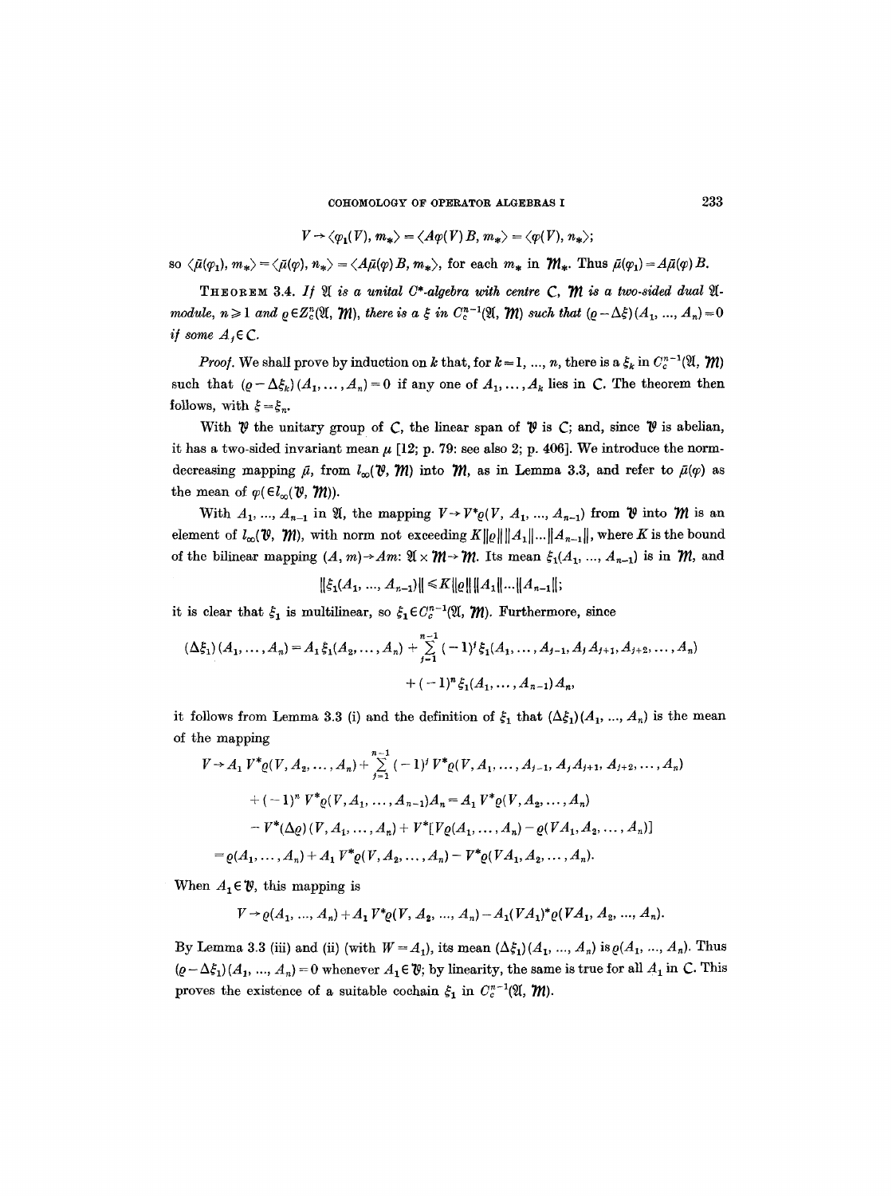$$V \to \langle \varphi_1(V), m_* \rangle = \langle A\varphi(V)B, m_* \rangle = \langle \varphi(V), n_* \rangle;$$

so $\langle \bar{\mu}(\varphi_1), m_* \rangle = \langle \bar{\mu}(\varphi), n_* \rangle = \langle A\bar{\mu}(\varphi)B, m_* \rangle$, for each $m_*$ in $\mathcal{M}_*$. Thus $\bar{\mu}(\varphi_1) = A\bar{\mu}(\varphi)B$.

THEOREM 3.4. *If $\mathfrak{A}$ is a unital $C^*$-algebra with centre $\mathcal{C}$, $\mathcal{M}$ is a two-sided dual $\mathfrak{A}$-module, $n \geq 1$ and $\varrho \in Z_c^n(\mathfrak{A}, \mathcal{M})$, there is a $\xi$ in $C_c^{n-1}(\mathfrak{A}, \mathcal{M})$ such that $(\varrho - \Delta\xi)(A_1, ..., A_n) = 0$ if some $A_j \in \mathcal{C}$.*

*Proof.* We shall prove by induction on $k$ that, for $k = 1, ..., n$, there is a $\xi_k$ in $C_c^{n-1}(\mathfrak{A}, \mathcal{M})$ such that $(\varrho - \Delta\xi_k)(A_1, \ldots, A_n) = 0$ if any one of $A_1, \ldots, A_k$ lies in $\mathcal{C}$. The theorem then follows, with $\xi = \xi_n$.

With $\mathcal{V}$ the unitary group of $\mathcal{C}$, the linear span of $\mathcal{V}$ is $\mathcal{C}$; and, since $\mathcal{V}$ is abelian, it has a two-sided invariant mean $\mu$ [12; p. 79: see also 2; p. 406]. We introduce the norm-decreasing mapping $\bar{\mu}$, from $l_\infty(\mathcal{V}, \mathcal{M})$ into $\mathcal{M}$, as in Lemma 3.3, and refer to $\bar{\mu}(\varphi)$ as the mean of $\varphi(\in l_\infty(\mathcal{V}, \mathcal{M}))$.

With $A_1, ..., A_{n-1}$ in $\mathfrak{A}$, the mapping $V \to V^*\varrho(V, A_1, ..., A_{n-1})$ from $\mathcal{V}$ into $\mathcal{M}$ is an element of $l_\infty(\mathcal{V}, \mathcal{M})$, with norm not exceeding $K\|\varrho\|\|A_1\|...\|A_{n-1}\|$, where $K$ is the bound of the bilinear mapping $(A, m) \to Am$: $\mathfrak{A} \times \mathcal{M} \to \mathcal{M}$. Its mean $\xi_1(A_1, ..., A_{n-1})$ is in $\mathcal{M}$, and

$$\|\xi_1(A_1, ..., A_{n-1})\| \leq K\|\varrho\|\|A_1\|...\|A_{n-1}\|;$$

it is clear that $\xi_1$ is multilinear, so $\xi_1 \in C_c^{n-1}(\mathfrak{A}, \mathcal{M})$. Furthermore, since

$$(\Delta\xi_1)(A_1, \ldots, A_n) = A_1\xi_1(A_2, \ldots, A_n) + \sum_{j=1}^{n-1} (-1)^j \xi_1(A_1, \ldots, A_{j-1}, A_j A_{j+1}, A_{j+2}, \ldots, A_n)$$
$$+ (-1)^n \xi_1(A_1, \ldots, A_{n-1})A_n,$$

it follows from Lemma 3.3 (i) and the definition of $\xi_1$ that $(\Delta\xi_1)(A_1, ..., A_n)$ is the mean of the mapping

$$V \to A_1 V^*\varrho(V, A_2, \ldots, A_n) + \sum_{j=1}^{n-1} (-1)^j V^*\varrho(V, A_1, \ldots, A_{j-1}, A_j A_{j+1}, A_{j+2}, \ldots, A_n)$$
$$+ (-1)^n V^*\varrho(V, A_1, \ldots, A_{n-1})A_n = A_1 V^*\varrho(V, A_2, \ldots, A_n)$$
$$- V^*(\Delta\varrho)(V, A_1, \ldots, A_n) + V^*[V\varrho(A_1, \ldots, A_n) - \varrho(VA_1, A_2, \ldots, A_n)]$$
$$= \varrho(A_1, \ldots, A_n) + A_1 V^*\varrho(V, A_2, \ldots, A_n) - V^*\varrho(VA_1, A_2, \ldots, A_n).$$

When $A_1 \in \mathcal{V}$, this mapping is

$$V \to \varrho(A_1, ..., A_n) + A_1 V^*\varrho(V, A_2, ..., A_n) - A_1(VA_1)^*\varrho(VA_1, A_2, ..., A_n).$$

By Lemma 3.3 (iii) and (ii) (with $W = A_1$), its mean $(\Delta\xi_1)(A_1, ..., A_n)$ is $\varrho(A_1, ..., A_n)$. Thus $(\varrho - \Delta\xi_1)(A_1, ..., A_n) = 0$ whenever $A_1 \in \mathcal{V}$; by linearity, the same is true for all $A_1$ in $\mathcal{C}$. This proves the existence of a suitable cochain $\xi_1$ in $C_c^{n-1}(\mathfrak{A}, \mathcal{M})$.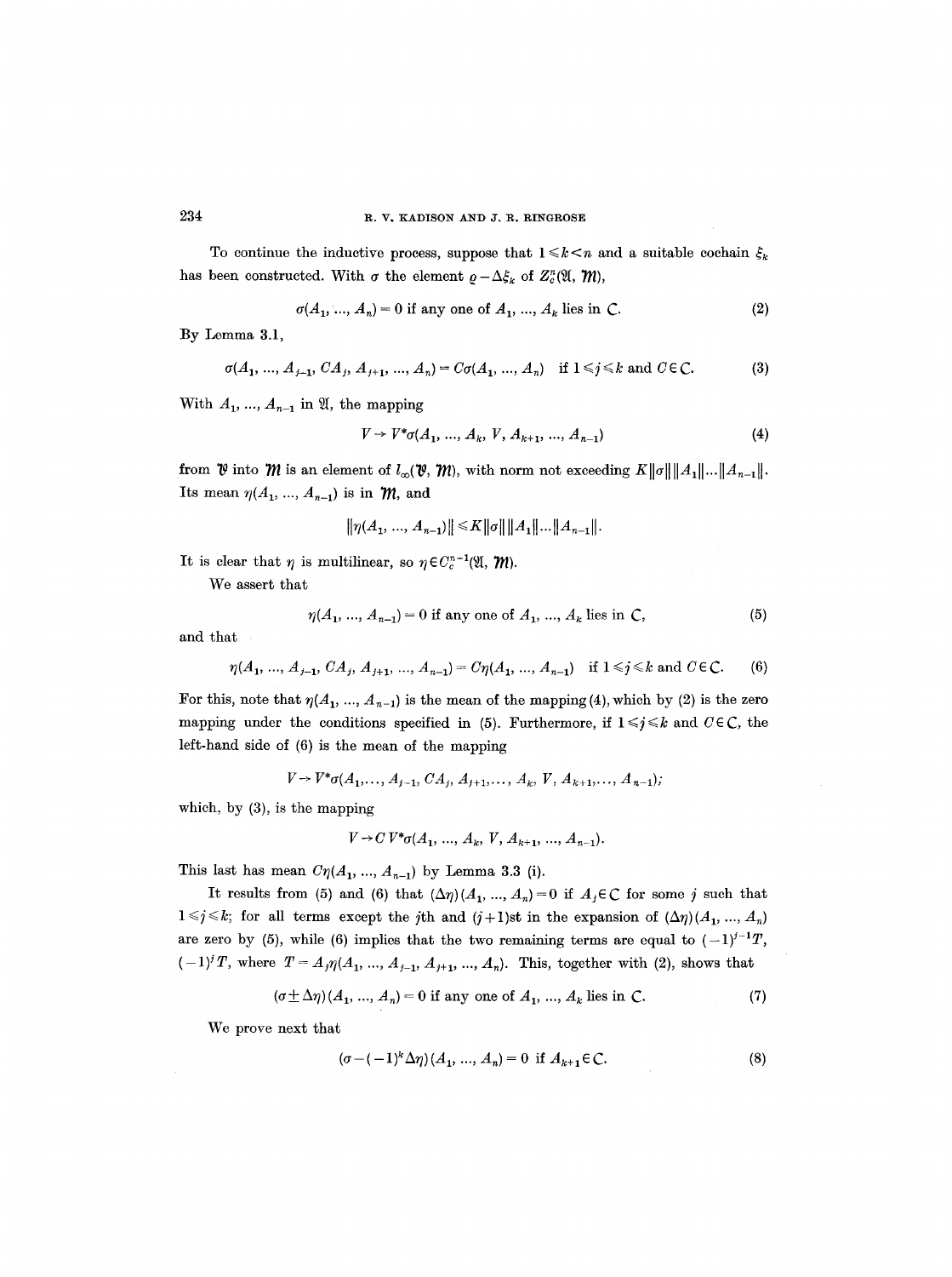To continue the inductive process, suppose that $1 \leqslant k < n$ and a suitable cochain $\xi_k$ has been constructed. With $\sigma$ the element $\varrho - \Delta\xi_k$ of $Z_c^n(\mathfrak{A}, \mathcal{M})$,

$$\sigma(A_1, \ldots, A_n) = 0 \text{ if any one of } A_1, \ldots, A_k \text{ lies in } \mathcal{C}. \tag{2}$$

By Lemma 3.1,

$$\sigma(A_1, \ldots, A_{j-1}, CA_j, A_{j+1}, \ldots, A_n) = C\sigma(A_1, \ldots, A_n) \quad \text{if } 1 \leqslant j \leqslant k \text{ and } C \in \mathcal{C}. \tag{3}$$

With $A_1, \ldots, A_{n-1}$ in $\mathfrak{A}$, the mapping

$$V \to V^*\sigma(A_1, \ldots, A_k, V, A_{k+1}, \ldots, A_{n-1}) \tag{4}$$

from $\mathcal{V}$ into $\mathcal{M}$ is an element of $l_\infty(\mathcal{V}, \mathcal{M})$, with norm not exceeding $K\|\sigma\|\,\|A_1\| \ldots \|A_{n-1}\|$. Its mean $\eta(A_1, \ldots, A_{n-1})$ is in $\mathcal{M}$, and

$$\|\eta(A_1, \ldots, A_{n-1})\| \leqslant K\|\sigma\|\,\|A_1\| \ldots \|A_{n-1}\|.$$

It is clear that $\eta$ is multilinear, so $\eta \in C_c^{n-1}(\mathfrak{A}, \mathcal{M})$.

We assert that

$$\eta(A_1, \ldots, A_{n-1}) = 0 \text{ if any one of } A_1, \ldots, A_k \text{ lies in } \mathcal{C}, \tag{5}$$

and that

$$\eta(A_1, \ldots, A_{j-1}, CA_j, A_{j+1}, \ldots, A_{n-1}) = C\eta(A_1, \ldots, A_{n-1}) \quad \text{if } 1 \leqslant j \leqslant k \text{ and } C \in \mathcal{C}. \tag{6}$$

For this, note that $\eta(A_1, \ldots, A_{n-1})$ is the mean of the mapping (4), which by (2) is the zero mapping under the conditions specified in (5). Furthermore, if $1 \leqslant j \leqslant k$ and $C \in \mathcal{C}$, the left-hand side of (6) is the mean of the mapping

$$V \to V^*\sigma(A_1, \ldots, A_{j-1}, CA_j, A_{j+1}, \ldots, A_k, V, A_{k+1}, \ldots, A_{n-1});$$

which, by (3), is the mapping

$$V \to C\, V^*\sigma(A_1, \ldots, A_k, V, A_{k+1}, \ldots, A_{n-1}).$$

This last has mean $C\eta(A_1, \ldots, A_{n-1})$ by Lemma 3.3 (i).

It results from (5) and (6) that $(\Delta\eta)(A_1, \ldots, A_n) = 0$ if $A_j \in \mathcal{C}$ for some $j$ such that $1 \leqslant j \leqslant k$; for all terms except the $j$th and $(j+1)$st in the expansion of $(\Delta\eta)(A_1, \ldots, A_n)$ are zero by (5), while (6) implies that the two remaining terms are equal to $(-1)^{j-1}T$, $(-1)^j T$, where $T = A_j\eta(A_1, \ldots, A_{j-1}, A_{j+1}, \ldots, A_n)$. This, together with (2), shows that

$$(\sigma \pm \Delta\eta)(A_1, \ldots, A_n) = 0 \text{ if any one of } A_1, \ldots, A_k \text{ lies in } \mathcal{C}. \tag{7}$$

We prove next that

$$(\sigma - (-1)^k \Delta\eta)(A_1, \ldots, A_n) = 0 \text{ if } A_{k+1} \in \mathcal{C}. \tag{8}$$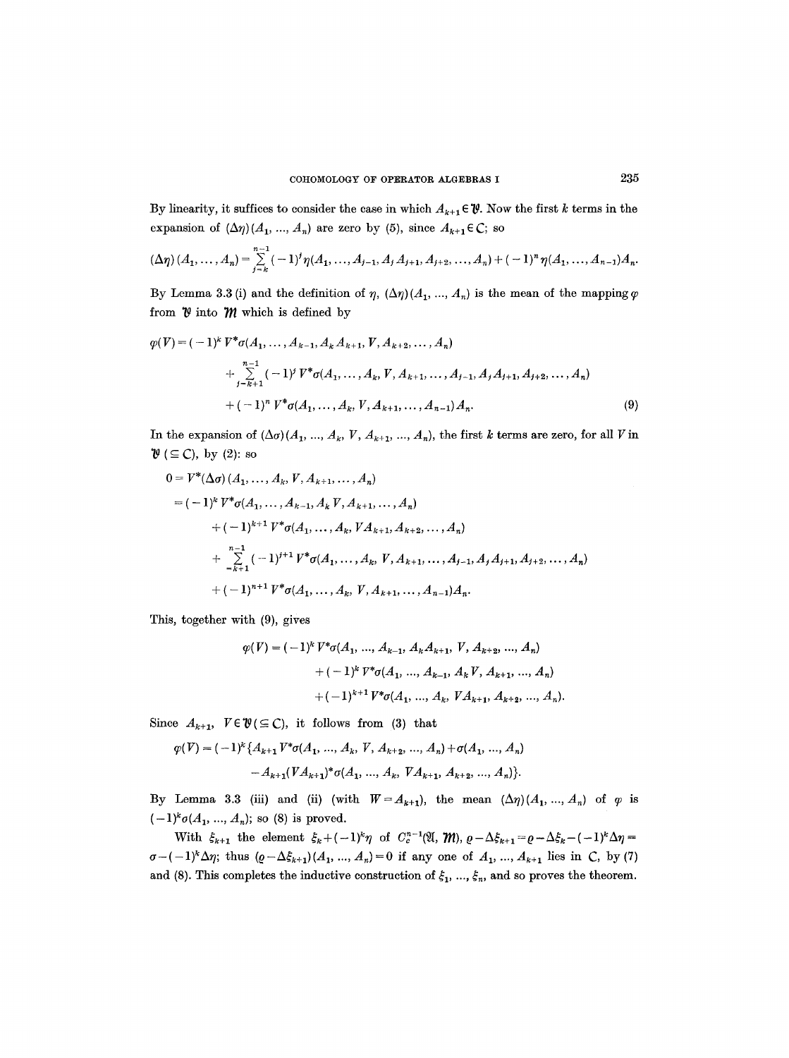By linearity, it suffices to consider the case in which $A_{k+1} \in \mathfrak{V}$. Now the first $k$ terms in the expansion of $(\Delta\eta)(A_1, ..., A_n)$ are zero by (5), since $A_{k+1} \in \mathcal{C}$; so

$$(\Delta\eta)(A_1, \ldots, A_n) = \sum_{j=k}^{n-1} (-1)^j \eta(A_1, \ldots, A_{j-1}, A_j A_{j+1}, A_{j+2}, \ldots, A_n) + (-1)^n \eta(A_1, \ldots, A_{n-1})A_n.$$

By Lemma 3.3 (i) and the definition of $\eta$, $(\Delta\eta)(A_1, ..., A_n)$ is the mean of the mapping $\varphi$ from $\mathfrak{V}$ into $\mathfrak{M}$ which is defined by

$$\begin{aligned}\varphi(V) = &(-1)^k V^*\sigma(A_1, \ldots, A_{k-1}, A_k A_{k+1}, V, A_{k+2}, \ldots, A_n) \\ &+ \sum_{j=k+1}^{n-1} (-1)^j V^*\sigma(A_1, \ldots, A_k, V, A_{k+1}, \ldots, A_{j-1}, A_j A_{j+1}, A_{j+2}, \ldots, A_n) \\ &+ (-1)^n V^*\sigma(A_1, \ldots, A_k, V, A_{k+1}, \ldots, A_{n-1})A_n. \end{aligned} \tag{9}$$

In the expansion of $(\Delta\sigma)(A_1, ..., A_k, V, A_{k+1}, ..., A_n)$, the first $k$ terms are zero, for all $V$ in $\mathfrak{V}$ ($\subseteq \mathcal{C}$), by (2): so

$$\begin{aligned} 0 &= V^*(\Delta\sigma)(A_1, \ldots, A_k, V, A_{k+1}, \ldots, A_n) \\ &= (-1)^k V^*\sigma(A_1, \ldots, A_{k-1}, A_k V, A_{k+1}, \ldots, A_n) \\ &\quad + (-1)^{k+1} V^*\sigma(A_1, \ldots, A_k, VA_{k+1}, A_{k+2}, \ldots, A_n) \\ &\quad + \sum_{=k+1}^{n-1} (-1)^{j+1} V^*\sigma(A_1, \ldots, A_k, V, A_{k+1}, \ldots, A_{j-1}, A_j A_{j+1}, A_{j+2}, \ldots, A_n) \\ &\quad + (-1)^{n+1} V^*\sigma(A_1, \ldots, A_k, V, A_{k+1}, \ldots, A_{n-1})A_n. \end{aligned}$$

This, together with (9), gives

$$\begin{aligned}\varphi(V) = &(-1)^k V^*\sigma(A_1, ..., A_{k-1}, A_k A_{k+1}, V, A_{k+2}, ..., A_n) \\ &+ (-1)^k V^*\sigma(A_1, ..., A_{k-1}, A_k V, A_{k+1}, ..., A_n) \\ &+ (-1)^{k+1} V^*\sigma(A_1, ..., A_k, VA_{k+1}, A_{k+2}, ..., A_n).\end{aligned}$$

Since $A_{k+1}$, $V \in \mathfrak{V}$ ($\subseteq \mathcal{C}$), it follows from (3) that

$$\begin{aligned}\varphi(V) = (-1)^k \{&A_{k+1} V^*\sigma(A_1, ..., A_k, V, A_{k+2}, ..., A_n) + \sigma(A_1, ..., A_n) \\ &- A_{k+1}(VA_{k+1})^*\sigma(A_1, ..., A_k, VA_{k+1}, A_{k+2}, ..., A_n)\}.\end{aligned}$$

By Lemma 3.3 (iii) and (ii) (with $W = A_{k+1}$), the mean $(\Delta\eta)(A_1, ..., A_n)$ of $\varphi$ is $(-1)^k\sigma(A_1, ..., A_n)$; so (8) is proved.

With $\xi_{k+1}$ the element $\xi_k + (-1)^k\eta$ of $C_c^{n-1}(\mathfrak{A}, \mathfrak{M})$, $\varrho - \Delta\xi_{k+1} = \varrho - \Delta\xi_k - (-1)^k\Delta\eta = \sigma - (-1)^k\Delta\eta$; thus $(\varrho - \Delta\xi_{k+1})(A_1, ..., A_n) = 0$ if any one of $A_1, ..., A_{k+1}$ lies in $\mathcal{C}$, by (7) and (8). This completes the inductive construction of $\xi_1, ..., \xi_n$, and so proves the theorem.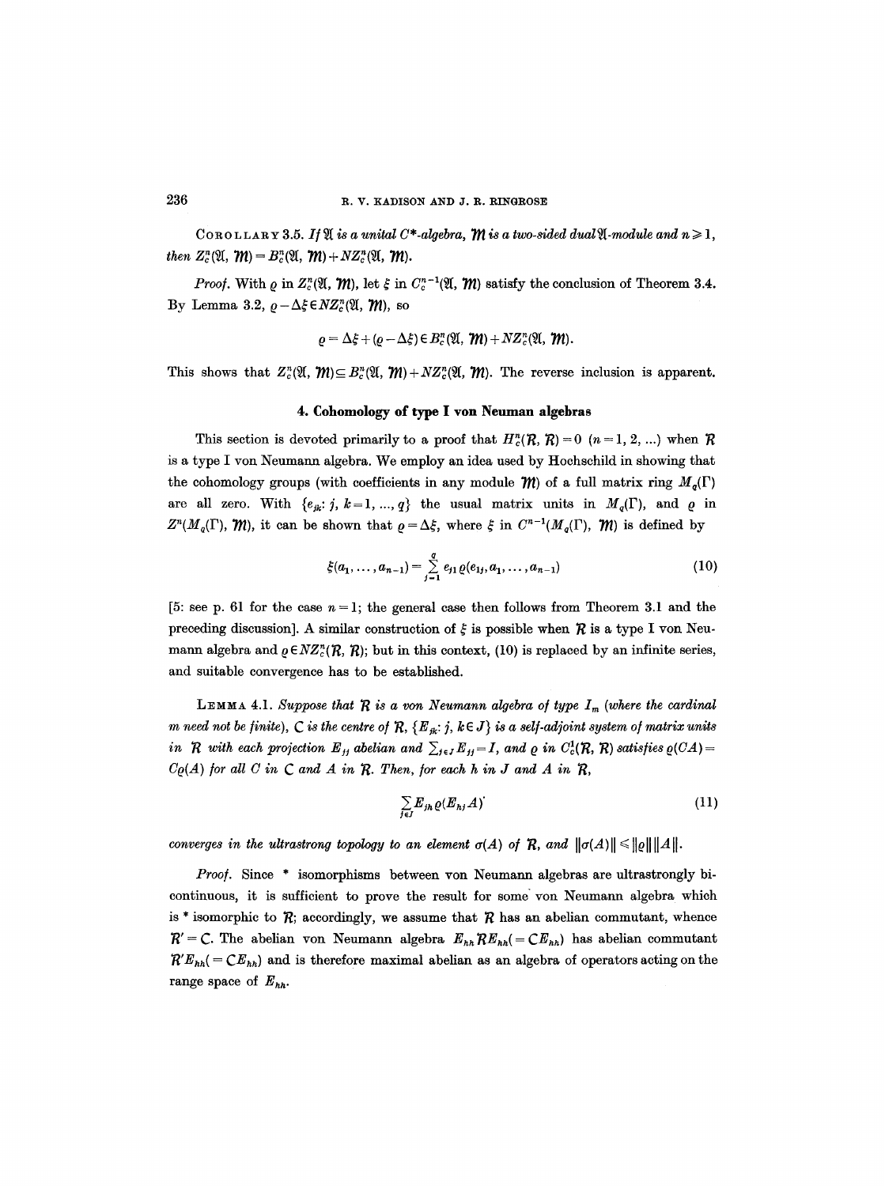COROLLARY 3.5. *If $\mathfrak{A}$ is a unital $C^*$-algebra, $\mathcal{M}$ is a two-sided dual $\mathfrak{A}$-module and $n \geqslant 1$, then $Z_c^n(\mathfrak{A}, \mathcal{M}) = B_c^n(\mathfrak{A}, \mathcal{M}) + NZ_c^n(\mathfrak{A}, \mathcal{M})$.*

*Proof.* With $\varrho$ in $Z_c^n(\mathfrak{A}, \mathcal{M})$, let $\xi$ in $C_c^{n-1}(\mathfrak{A}, \mathcal{M})$ satisfy the conclusion of Theorem 3.4. By Lemma 3.2, $\varrho - \Delta\xi \in NZ_c^n(\mathfrak{A}, \mathcal{M})$, so

$$\varrho = \Delta\xi + (\varrho - \Delta\xi) \in B_c^n(\mathfrak{A}, \mathcal{M}) + NZ_c^n(\mathfrak{A}, \mathcal{M}).$$

This shows that $Z_c^n(\mathfrak{A}, \mathcal{M}) \subseteq B_c^n(\mathfrak{A}, \mathcal{M}) + NZ_c^n(\mathfrak{A}, \mathcal{M})$. The reverse inclusion is apparent.

## 4. Cohomology of type I von Neuman algebras

This section is devoted primarily to a proof that $H_c^n(\mathcal{R}, \mathcal{R}) = 0$ $(n = 1, 2, \ldots)$ when $\mathcal{R}$ is a type I von Neumann algebra. We employ an idea used by Hochschild in showing that the cohomology groups (with coefficients in any module $\mathcal{M}$) of a full matrix ring $M_q(\Gamma)$ are all zero. With $\{e_{jk} : j, k = 1, \ldots, q\}$ the usual matrix units in $M_q(\Gamma)$, and $\varrho$ in $Z^n(M_q(\Gamma), \mathcal{M})$, it can be shown that $\varrho = \Delta\xi$, where $\xi$ in $C^{n-1}(M_q(\Gamma), \mathcal{M})$ is defined by

$$\xi(a_1, \ldots, a_{n-1}) = \sum_{j=1}^{q} e_{j1}\, \varrho(e_{1j}, a_1, \ldots, a_{n-1}) \tag{10}$$

[5: see p. 61 for the case $n = 1$; the general case then follows from Theorem 3.1 and the preceding discussion]. A similar construction of $\xi$ is possible when $\mathcal{R}$ is a type I von Neumann algebra and $\varrho \in NZ_c^n(\mathcal{R}, \mathcal{R})$; but in this context, (10) is replaced by an infinite series, and suitable convergence has to be established.

LEMMA 4.1. *Suppose that $\mathcal{R}$ is a von Neumann algebra of type $I_m$ (where the cardinal $m$ need not be finite), $\mathcal{C}$ is the centre of $\mathcal{R}$, $\{E_{jk} : j, k \in J\}$ is a self-adjoint system of matrix units in $\mathcal{R}$ with each projection $E_{jj}$ abelian and $\sum_{j \in J} E_{jj} = I$, and $\varrho$ in $C_c^1(\mathcal{R}, \mathcal{R})$ satisfies $\varrho(CA) = C\varrho(A)$ for all $C$ in $\mathcal{C}$ and $A$ in $\mathcal{R}$. Then, for each $h$ in $J$ and $A$ in $\mathcal{R}$,*

$$\sum_{j \in J} E_{jh}\, \varrho(E_{hj} A) \tag{11}$$

*converges in the ultrastrong topology to an element $\sigma(A)$ of $\mathcal{R}$, and $\|\sigma(A)\| \leqslant \|\varrho\| \|A\|$.*

*Proof.* Since \* isomorphisms between von Neumann algebras are ultrastrongly bicontinuous, it is sufficient to prove the result for some von Neumann algebra which is \* isomorphic to $\mathcal{R}$; accordingly, we assume that $\mathcal{R}$ has an abelian commutant, whence $\mathcal{R}' = \mathcal{C}$. The abelian von Neumann algebra $E_{hh}\mathcal{R}E_{hh} (= \mathcal{C}E_{hh})$ has abelian commutant $\mathcal{R}'E_{hh} (= \mathcal{C}E_{hh})$ and is therefore maximal abelian as an algebra of operators acting on the range space of $E_{hh}$.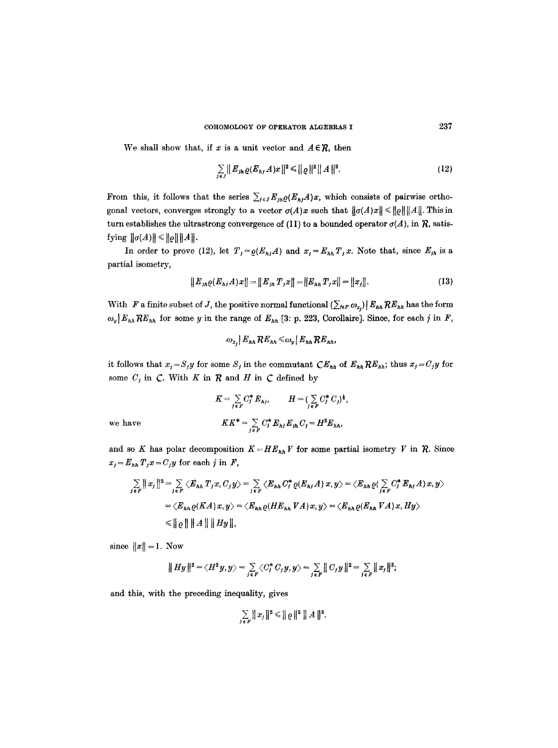We shall show that, if $x$ is a unit vector and $A \in \mathcal{R}$, then

$$\sum_{j \in J} \| E_{jh} \varrho(E_{hj} A) x \|^2 \leqslant \| \varrho \|^2 \| A \|^2. \tag{12}$$

From this, it follows that the series $\sum_{j \in J} E_{jh} \varrho(E_{hj} A) x$, which consists of pairwise orthogonal vectors, converges strongly to a vector $\sigma(A) x$ such that $\| \sigma(A) x \| \leqslant \| \varrho \| \| A \|$. This in turn establishes the ultrastrong convergence of (11) to a bounded operator $\sigma(A)$, in $\mathcal{R}$, satisfying $\| \sigma(A) \| \leqslant \| \varrho \| \| A \|$.

In order to prove (12), let $T_j = \varrho(E_{hj} A)$ and $x_j = E_{hh} T_j x$. Note that, since $E_{jh}$ is a partial isometry,

$$\| E_{jh} \varrho(E_{hj} A) x \| = \| E_{jh} T_j x \| = \| E_{hh} T_j x \| = \| x_j \|. \tag{13}$$

With $F$ a finite subset of $J$, the positive normal functional $(\sum_{j \in F} \omega_{x_j}) \,|\, E_{hh} \mathcal{R} E_{hh}$ has the form $\omega_y \,|\, E_{hh} \mathcal{R} E_{hh}$ for some $y$ in the range of $E_{hh}$ [3: p. 223, Corollaire]. Since, for each $j$ in $F$,

$$\omega_{x_j} \,|\, E_{hh} \mathcal{R} E_{hh} \leqslant \omega_y \,|\, E_{hh} \mathcal{R} E_{hh},$$

it follows that $x_j = S_j y$ for some $S_j$ in the commutant $\mathcal{C} E_{hh}$ of $E_{hh} \mathcal{R} E_{hh}$; thus $x_j = C_j y$ for some $C_j$ in $\mathcal{C}$. With $K$ in $\mathcal{R}$ and $H$ in $\mathcal{C}$ defined by

$$K = \sum_{j \in F} C_j^* E_{hj}, \qquad H = (\sum_{j \in F} C_j^* C_j)^{\frac{1}{2}},$$

we have

$$K K^* = \sum_{j \in F} C_j^* E_{hj} E_{jh} C_j = H^2 E_{hh},$$

and so $K$ has polar decomposition $K = H E_{hh} V$ for some partial isometry $V$ in $\mathcal{R}$. Since $x_j = E_{hh} T_j x = C_j y$ for each $j$ in $F$,

$$\begin{aligned}
\sum_{j \in F} \| x_j \|^2 &= \sum_{j \in F} \langle E_{hh} T_j x, C_j y \rangle = \sum_{j \in F} \langle E_{hh} C_j^* \varrho(E_{hj} A) x, y \rangle = \langle E_{hh} \varrho(\sum_{j \in F} C_j^* E_{hj} A) x, y \rangle \\
&= \langle E_{hh} \varrho(K A) x, y \rangle = \langle E_{hh} \varrho(H E_{hh} V A) x, y \rangle = \langle E_{hh} \varrho(E_{hh} V A) x, H y \rangle \\
&\leqslant \| \varrho \| \, \| A \| \, \| H y \|,
\end{aligned}$$

since $\| x \| = 1$. Now

$$\| H y \|^2 = \langle H^2 y, y \rangle = \sum_{j \in F} \langle C_j^* C_j y, y \rangle = \sum_{j \in F} \| C_j y \|^2 = \sum_{j \in F} \| x_j \|^2;$$

and this, with the preceding inequality, gives

$$\sum_{j \in F} \| x_j \|^2 \leqslant \| \varrho \|^2 \, \| A \|^2.$$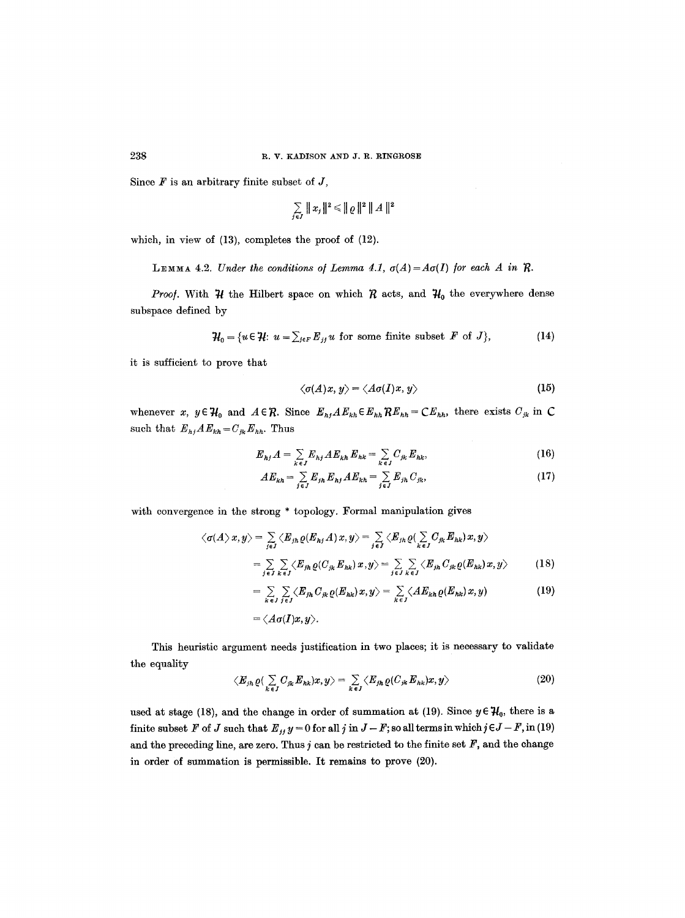Since $F$ is an arbitrary finite subset of $J$,

$$\sum_{j\in J}\|x_j\|^2 \leqslant \|\varrho\|^2\,\|A\|^2$$

which, in view of (13), completes the proof of (12).

LEMMA 4.2. *Under the conditions of Lemma 4.1, $\sigma(A)=A\sigma(I)$ for each $A$ in $\mathcal{R}$.*

*Proof.* With $\mathcal{H}$ the Hilbert space on which $\mathcal{R}$ acts, and $\mathcal{H}_0$ the everywhere dense subspace defined by

$$\mathcal{H}_0=\{u\in\mathcal{H}\colon\ u=\textstyle\sum_{j\in F}E_{jj}u \text{ for some finite subset } F \text{ of } J\}, \tag{14}$$

it is sufficient to prove that

$$\langle\sigma(A)x,y\rangle=\langle A\sigma(I)x,y\rangle \tag{15}$$

whenever $x,\ y\in\mathcal{H}_0$ and $A\in\mathcal{R}$. Since $E_{hj}AE_{kh}\in E_{hh}\mathcal{R}E_{hh}=\mathbf{C}E_{hh}$, there exists $C_{jk}$ in $\mathbf{C}$ such that $E_{hj}AE_{kh}=C_{jk}E_{hh}$. Thus

$$E_{hj}A=\sum_{k\in J}E_{hj}AE_{kh}E_{hk}=\sum_{k\in J}C_{jk}E_{hk}, \tag{16}$$

$$AE_{kh}=\sum_{j\in J}E_{jh}E_{hj}AE_{kh}=\sum_{j\in J}E_{jh}C_{jk}, \tag{17}$$

with convergence in the strong * topology. Formal manipulation gives

$$\langle\sigma(A)x,y\rangle=\sum_{j\in J}\langle E_{jh}\varrho(E_{hj}A)x,y\rangle=\sum_{j\in J}\langle E_{jh}\varrho(\sum_{k\in J}C_{jk}E_{hk})x,y\rangle$$

$$=\sum_{j\in J}\sum_{k\in J}\langle E_{jh}\varrho(C_{jk}E_{hk})x,y\rangle=\sum_{j\in J}\sum_{k\in J}\langle E_{jh}C_{jk}\varrho(E_{hk})x,y\rangle \tag{18}$$

$$=\sum_{k\in J}\sum_{j\in J}\langle E_{jh}C_{jk}\varrho(E_{hk})x,y\rangle=\sum_{k\in J}\langle AE_{kh}\varrho(E_{hk})x,y) \tag{19}$$

$$=\langle A\sigma(I)x,y\rangle.$$

This heuristic argument needs justification in two places; it is necessary to validate the equality

$$\langle E_{jh}\varrho(\sum_{k\in J}C_{jk}E_{hk})x,y\rangle=\sum_{k\in J}\langle E_{jh}\varrho(C_{jk}E_{hk})x,y\rangle \tag{20}$$

used at stage (18), and the change in order of summation at (19). Since $y\in\mathcal{H}_0$, there is a finite subset $F$ of $J$ such that $E_{jj}y=0$ for all $j$ in $J-F$; so all terms in which $j\in J-F$, in (19) and the preceding line, are zero. Thus $j$ can be restricted to the finite set $F$, and the change in order of summation is permissible. It remains to prove (20).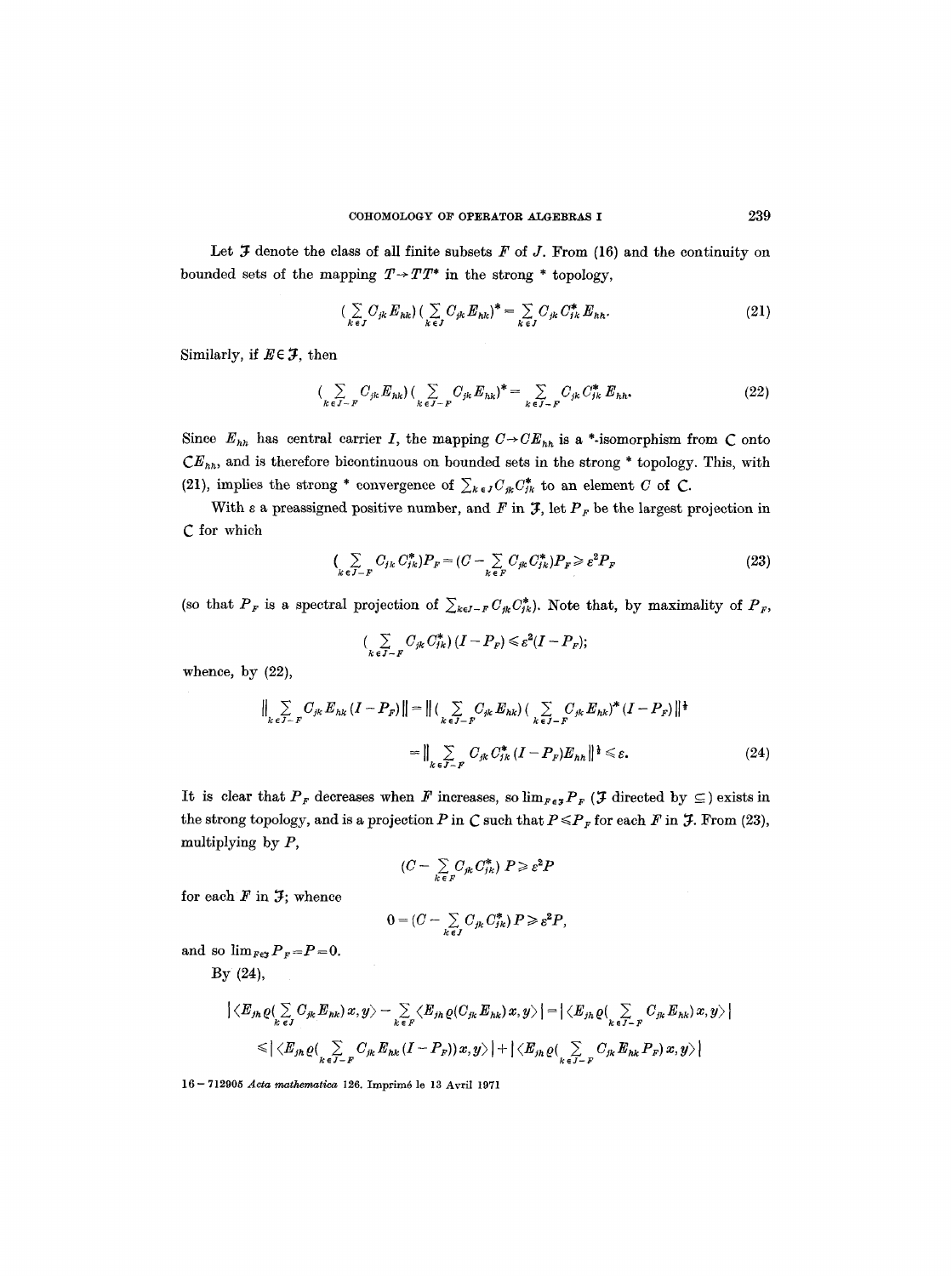Let $\mathcal{F}$ denote the class of all finite subsets $F$ of $J$. From (16) and the continuity on bounded sets of the mapping $T \to TT^*$ in the strong * topology,

$$\left(\sum_{k \in J} C_{jk} E_{hk}\right)\left(\sum_{k \in J} C_{jk} E_{hk}\right)^* = \sum_{k \in J} C_{jk} C_{jk}^* E_{hh}. \tag{21}$$

Similarly, if $E \in \mathcal{F}$, then

$$\left(\sum_{k \in J-F} C_{jk} E_{hk}\right)\left(\sum_{k \in J-F} C_{jk} E_{hk}\right)^* = \sum_{k \in J-F} C_{jk} C_{jk}^* E_{hh}. \tag{22}$$

Since $E_{hh}$ has central carrier $I$, the mapping $C \to CE_{hh}$ is a *-isomorphism from $\mathcal{C}$ onto $\mathcal{C}E_{hh}$, and is therefore bicontinuous on bounded sets in the strong * topology. This, with (21), implies the strong * convergence of $\sum_{k \in J} C_{jk} C_{jk}^*$ to an element $C$ of $\mathcal{C}$.

With $\varepsilon$ a preassigned positive number, and $F$ in $\mathcal{F}$, let $P_F$ be the largest projection in $\mathcal{C}$ for which

$$\left(\sum_{k \in J-F} C_{jk} C_{jk}^*\right) P_F = \left(C - \sum_{k \in F} C_{jk} C_{jk}^*\right) P_F \geqslant \varepsilon^2 P_F \tag{23}$$

(so that $P_F$ is a spectral projection of $\sum_{k \in J-F} C_{jk} C_{jk}^*$). Note that, by maximality of $P_F$,

$$\left(\sum_{k \in J-F} C_{jk} C_{jk}^*\right)(I - P_F) \leqslant \varepsilon^2 (I - P_F);$$

whence, by (22),

$$\begin{aligned}
\left\| \sum_{k \in J-F} C_{jk} E_{hk} (I - P_F) \right\| &= \left\| \left(\sum_{k \in J-F} C_{jk} E_{hk}\right)\left(\sum_{k \in J-F} C_{jk} E_{hk}\right)^* (I - P_F) \right\|^{\frac{1}{2}} \\
&= \left\| \sum_{k \in J-F} C_{jk} C_{jk}^* (I - P_F) E_{hh} \right\|^{\frac{1}{2}} \leqslant \varepsilon.
\end{aligned} \tag{24}$$

It is clear that $P_F$ decreases when $F$ increases, so $\lim_{F \in \mathcal{F}} P_F$ ($\mathcal{F}$ directed by $\subseteq$) exists in the strong topology, and is a projection $P$ in $\mathcal{C}$ such that $P \leqslant P_F$ for each $F$ in $\mathcal{F}$. From (23), multiplying by $P$,

$$\left(C - \sum_{k \in F} C_{jk} C_{jk}^*\right) P \geqslant \varepsilon^2 P$$

for each $F$ in $\mathcal{F}$; whence

$$0 = \left(C - \sum_{k \in J} C_{jk} C_{jk}^*\right) P \geqslant \varepsilon^2 P,$$

and so $\lim_{F \in \mathcal{F}} P_F = P = 0$.

By (24),

$$\begin{aligned}
\left| \left\langle E_{jh}\, \varrho\left(\sum_{k \in J} C_{jk} E_{hk}\right) x, y \right\rangle - \sum_{k \in F} \left\langle E_{jh}\, \varrho(C_{jk} E_{hk}) x, y \right\rangle \right| &= \left| \left\langle E_{jh}\, \varrho\left(\sum_{k \in J-F} C_{jk} E_{hk}\right) x, y \right\rangle \right| \\
&\leqslant \left| \left\langle E_{jh}\, \varrho\left(\sum_{k \in J-F} C_{jk} E_{hk} (I - P_F)\right) x, y \right\rangle \right| + \left| \left\langle E_{jh}\, \varrho\left(\sum_{k \in J-F} C_{jk} E_{hk} P_F\right) x, y \right\rangle \right|
\end{aligned}$$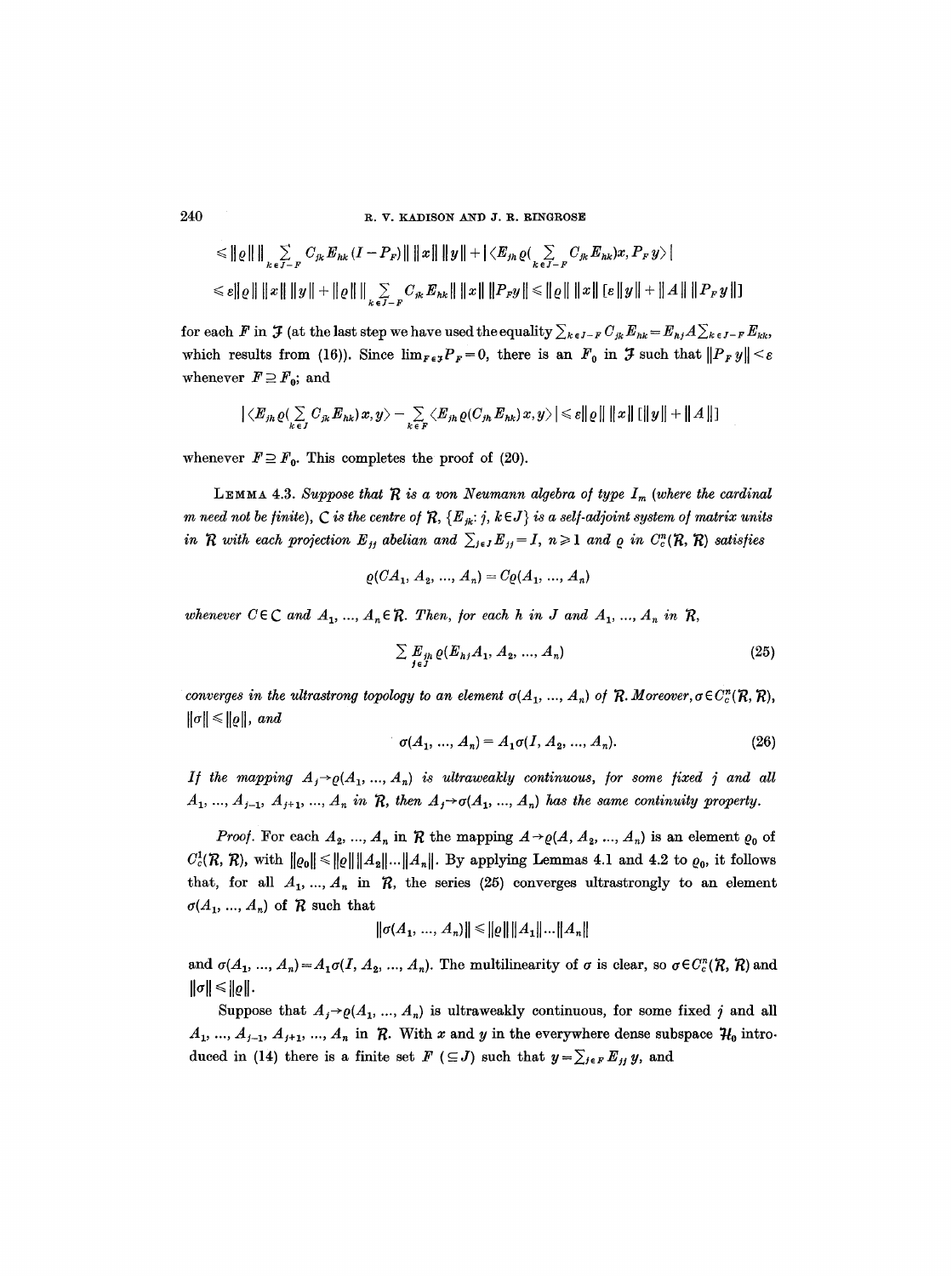$$\leqslant \|\varrho\| \, \|\sum_{k \in J-F} C_{jk} E_{hk} (I - P_F)\| \, \|x\| \, \|y\| + |\langle E_{jh} \varrho(\sum_{k \in J-F} C_{jk} E_{hk}) x, P_F y\rangle|$$

$$\leqslant \varepsilon \|\varrho\| \, \|x\| \, \|y\| + \|\varrho\| \, \|\sum_{k \in J-F} C_{jk} E_{hk}\| \, \|x\| \, \|P_F y\| \leqslant \|\varrho\| \, \|x\| \, [\varepsilon \|y\| + \|A\| \, \|P_F y\|]$$

for each $F$ in $\mathcal{F}$ (at the last step we have used the equality $\sum_{k \in J-F} C_{jk} E_{hk} = E_{hj} A \sum_{k \in J-F} E_{kk}$, which results from (16)). Since $\lim_{F \in \mathcal{F}} P_F = 0$, there is an $F_0$ in $\mathcal{F}$ such that $\|P_F y\| < \varepsilon$ whenever $F \supseteq F_0$; and

$$|\langle E_{jh} \varrho(\sum_{k \in J} C_{jk} E_{hk}) x, y\rangle - \sum_{k \in F} \langle E_{jh} \varrho(C_{jh} E_{hk}) x, y\rangle| \leqslant \varepsilon \|\varrho\| \, \|x\| \, [\|y\| + \|A\|]$$

whenever $F \supseteq F_0$. This completes the proof of (20).

**Lemma 4.3.** *Suppose that $\mathcal{R}$ is a von Neumann algebra of type $I_m$ (where the cardinal $m$ need not be finite), $\mathcal{C}$ is the centre of $\mathcal{R}$, $\{E_{jk}: j, k \in J\}$ is a self-adjoint system of matrix units in $\mathcal{R}$ with each projection $E_{jj}$ abelian and $\sum_{j \in J} E_{jj} = I$, $n \geqslant 1$ and $\varrho$ in $C_c^n(\mathcal{R}, \mathcal{R})$ satisfies*

$$\varrho(CA_1, A_2, ..., A_n) = C\varrho(A_1, ..., A_n)$$

*whenever $C \in \mathcal{C}$ and $A_1, ..., A_n \in \mathcal{R}$. Then, for each $h$ in $J$ and $A_1, ..., A_n$ in $\mathcal{R}$,*

$$\sum_{j \in J} E_{jh} \varrho(E_{hj} A_1, A_2, ..., A_n) \tag{25}$$

*converges in the ultrastrong topology to an element $\sigma(A_1, ..., A_n)$ of $\mathcal{R}$. Moreover, $\sigma \in C_c^n(\mathcal{R}, \mathcal{R})$, $\|\sigma\| \leqslant \|\varrho\|$, and*

$$\sigma(A_1, ..., A_n) = A_1 \sigma(I, A_2, ..., A_n). \tag{26}$$

*If the mapping $A_j \to \varrho(A_1, ..., A_n)$ is ultraweakly continuous, for some fixed $j$ and all $A_1, ..., A_{j-1}, A_{j+1}, ..., A_n$ in $\mathcal{R}$, then $A_j \to \sigma(A_1, ..., A_n)$ has the same continuity property.*

*Proof.* For each $A_2, ..., A_n$ in $\mathcal{R}$ the mapping $A \to \varrho(A, A_2, ..., A_n)$ is an element $\varrho_0$ of $C_c^1(\mathcal{R}, \mathcal{R})$, with $\|\varrho_0\| \leqslant \|\varrho\| \|A_2\| ... \|A_n\|$. By applying Lemmas 4.1 and 4.2 to $\varrho_0$, it follows that, for all $A_1, ..., A_n$ in $\mathcal{R}$, the series (25) converges ultrastrongly to an element $\sigma(A_1, ..., A_n)$ of $\mathcal{R}$ such that

$$\|\sigma(A_1, ..., A_n)\| \leqslant \|\varrho\| \|A_1\| ... \|A_n\|$$

and $\sigma(A_1, ..., A_n) = A_1 \sigma(I, A_2, ..., A_n)$. The multilinearity of $\sigma$ is clear, so $\sigma \in C_c^n(\mathcal{R}, \mathcal{R})$ and $\|\sigma\| \leqslant \|\varrho\|$.

Suppose that $A_j \to \varrho(A_1, ..., A_n)$ is ultraweakly continuous, for some fixed $j$ and all $A_1, ..., A_{j-1}, A_{j+1}, ..., A_n$ in $\mathcal{R}$. With $x$ and $y$ in the everywhere dense subspace $\mathcal{H}_0$ introduced in (14) there is a finite set $F$ ($\subseteq J$) such that $y = \sum_{j \in F} E_{jj} y$, and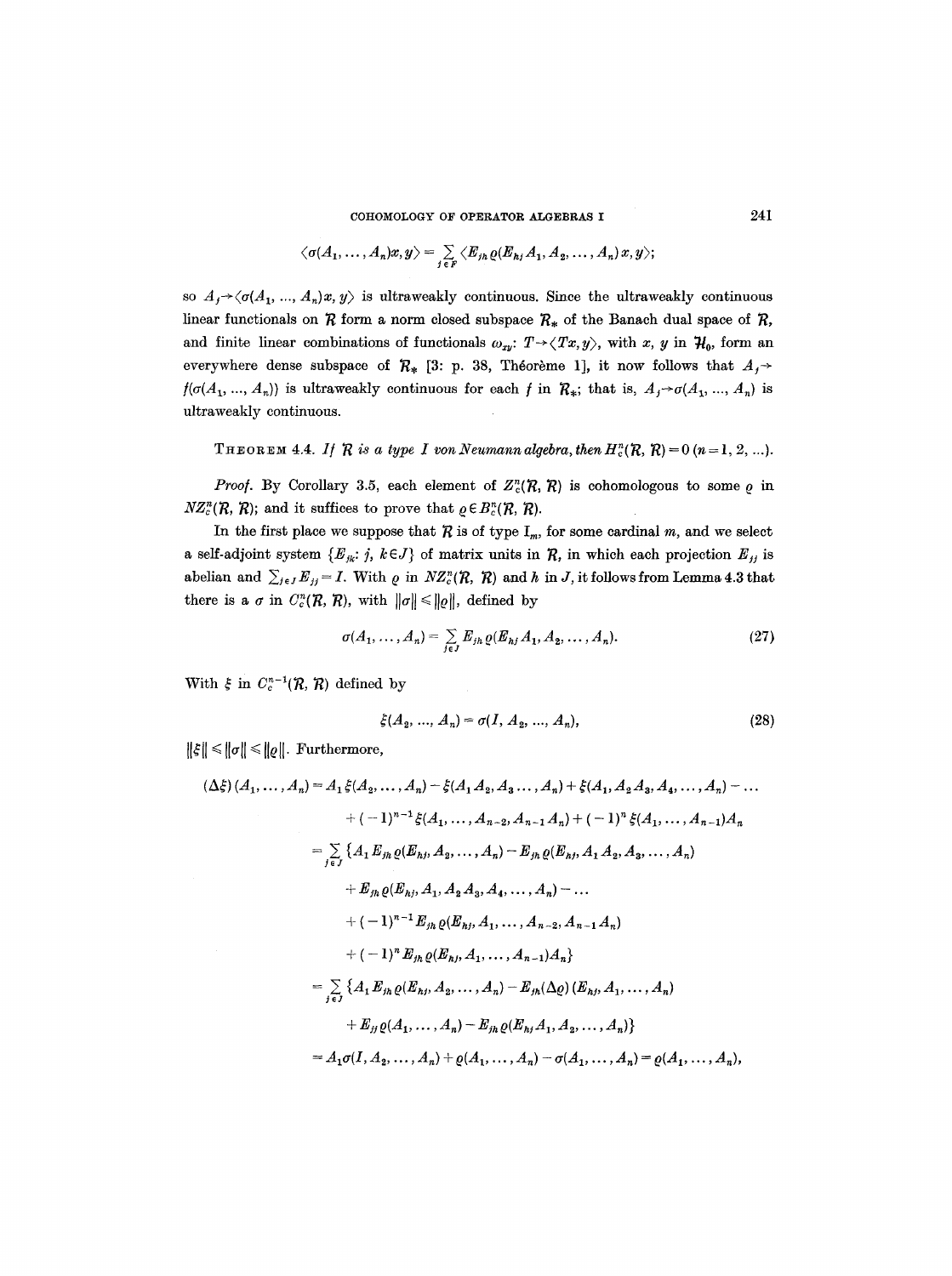$$\langle \sigma(A_1, \ldots, A_n)x, y\rangle = \sum_{j \in F} \langle E_{jh}\, \varrho(E_{hj} A_1, A_2, \ldots, A_n)\, x, y\rangle;$$

so $A_j \to \langle \sigma(A_1, \ldots, A_n)x, y\rangle$ is ultraweakly continuous. Since the ultraweakly continuous linear functionals on $\mathcal{R}$ form a norm closed subspace $\mathcal{R}_*$ of the Banach dual space of $\mathcal{R}$, and finite linear combinations of functionals $\omega_{xy}$: $T \to \langle Tx, y\rangle$, with $x$, $y$ in $\mathcal{H}_0$, form an everywhere dense subspace of $\mathcal{R}_*$ [3: p. 38, Théorème 1], it now follows that $A_j \to f(\sigma(A_1, \ldots, A_n))$ is ultraweakly continuous for each $f$ in $\mathcal{R}_*$; that is, $A_j \to \sigma(A_1, \ldots, A_n)$ is ultraweakly continuous.

THEOREM 4.4. *If $\mathcal{R}$ is a type I von Neumann algebra, then $H_c^n(\mathcal{R}, \mathcal{R}) = 0$ $(n = 1, 2, \ldots)$.*

*Proof.* By Corollary 3.5, each element of $Z_c^n(\mathcal{R}, \mathcal{R})$ is cohomologous to some $\varrho$ in $NZ_c^n(\mathcal{R}, \mathcal{R})$; and it suffices to prove that $\varrho \in B_c^n(\mathcal{R}, \mathcal{R})$.

In the first place we suppose that $\mathcal{R}$ is of type $\mathrm{I}_m$, for some cardinal $m$, and we select a self-adjoint system $\{E_{jk}: j, k \in J\}$ of matrix units in $\mathcal{R}$, in which each projection $E_{jj}$ is abelian and $\sum_{j \in J} E_{jj} = I$. With $\varrho$ in $NZ_c^n(\mathcal{R}, \mathcal{R})$ and $h$ in $J$, it follows from Lemma 4.3 that there is a $\sigma$ in $C_c^n(\mathcal{R}, \mathcal{R})$, with $\|\sigma\| \leq \|\varrho\|$, defined by

$$\sigma(A_1, \ldots, A_n) = \sum_{j \in J} E_{jh}\, \varrho(E_{hj} A_1, A_2, \ldots, A_n). \tag{27}$$

With $\xi$ in $C_c^{n-1}(\mathcal{R}, \mathcal{R})$ defined by

$$\xi(A_2, \ldots, A_n) = \sigma(I, A_2, \ldots, A_n), \tag{28}$$

$\|\xi\| \leq \|\sigma\| \leq \|\varrho\|$. Furthermore,

$$\begin{aligned}
(\Delta\xi)(A_1, \ldots, A_n) &= A_1 \xi(A_2, \ldots, A_n) - \xi(A_1 A_2, A_3 \ldots, A_n) + \xi(A_1, A_2 A_3, A_4, \ldots, A_n) - \ldots \\
&\quad + (-1)^{n-1} \xi(A_1, \ldots, A_{n-2}, A_{n-1} A_n) + (-1)^n \xi(A_1, \ldots, A_{n-1}) A_n \\
&= \sum_{j \in J} \{A_1 E_{jh}\, \varrho(E_{hj}, A_2, \ldots, A_n) - E_{jh}\, \varrho(E_{hj}, A_1 A_2, A_3, \ldots, A_n) \\
&\quad + E_{jh}\, \varrho(E_{hj}, A_1, A_2 A_3, A_4, \ldots, A_n) - \ldots \\
&\quad + (-1)^{n-1} E_{jh}\, \varrho(E_{hj}, A_1, \ldots, A_{n-2}, A_{n-1} A_n) \\
&\quad + (-1)^n E_{jh}\, \varrho(E_{hj}, A_1, \ldots, A_{n-1}) A_n\} \\
&= \sum_{j \in J} \{A_1 E_{jh}\, \varrho(E_{hj}, A_2, \ldots, A_n) - E_{jh} (\Delta\varrho)(E_{hj}, A_1, \ldots, A_n) \\
&\quad + E_{jj}\, \varrho(A_1, \ldots, A_n) - E_{jh}\, \varrho(E_{hj} A_1, A_2, \ldots, A_n)\} \\
&= A_1 \sigma(I, A_2, \ldots, A_n) + \varrho(A_1, \ldots, A_n) - \sigma(A_1, \ldots, A_n) = \varrho(A_1, \ldots, A_n),
\end{aligned}$$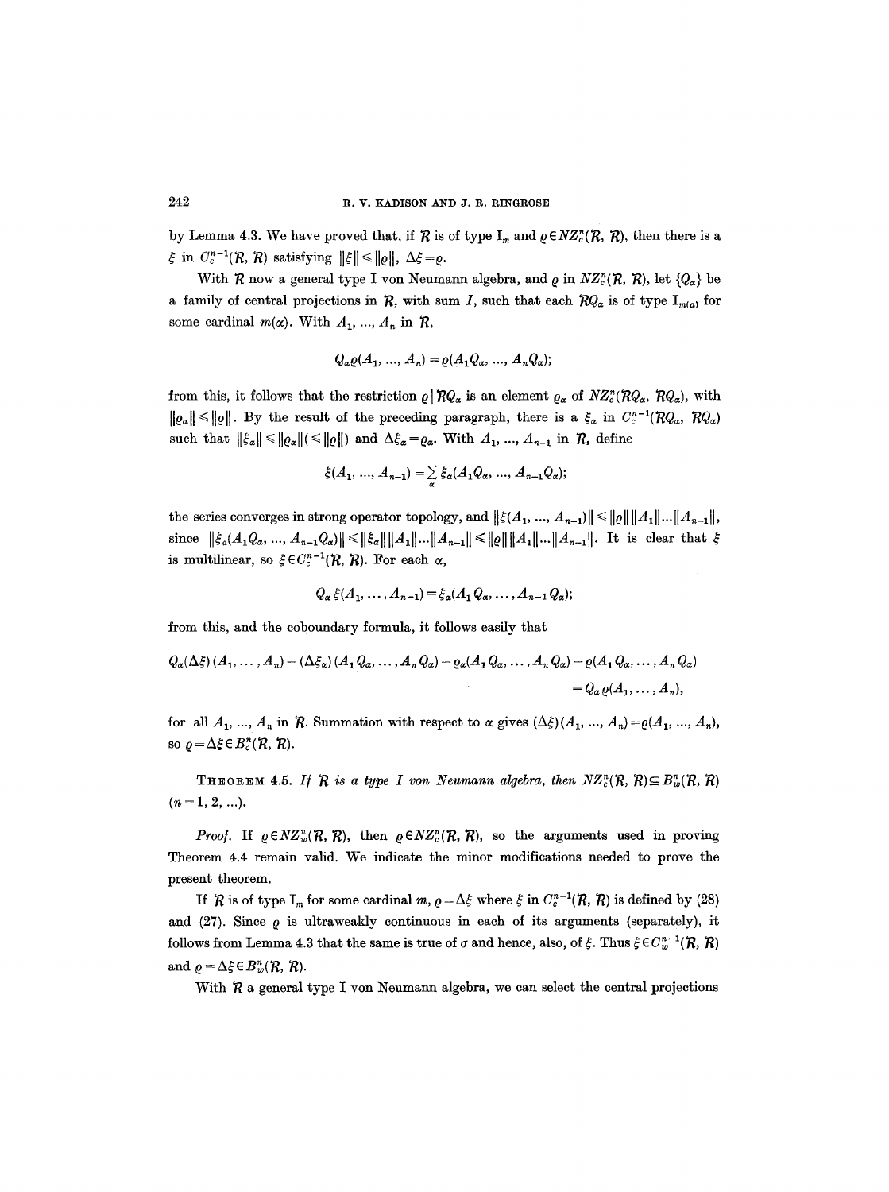by Lemma 4.3. We have proved that, if $\mathcal{R}$ is of type $\mathrm{I}_m$ and $\varrho \in NZ_c^n(\mathcal{R}, \mathcal{R})$, then there is a $\xi$ in $C_c^{n-1}(\mathcal{R}, \mathcal{R})$ satisfying $\|\xi\| \leqslant \|\varrho\|$, $\Delta\xi = \varrho$.

With $\mathcal{R}$ now a general type I von Neumann algebra, and $\varrho$ in $NZ_c^n(\mathcal{R}, \mathcal{R})$, let $\{Q_\alpha\}$ be a family of central projections in $\mathcal{R}$, with sum $I$, such that each $\mathcal{R}Q_\alpha$ is of type $\mathrm{I}_{m(\alpha)}$ for some cardinal $m(\alpha)$. With $A_1, \ldots, A_n$ in $\mathcal{R}$,

$$Q_\alpha \varrho(A_1, \ldots, A_n) = \varrho(A_1 Q_\alpha, \ldots, A_n Q_\alpha);$$

from this, it follows that the restriction $\varrho \mid \mathcal{R}Q_\alpha$ is an element $\varrho_\alpha$ of $NZ_c^n(\mathcal{R}Q_\alpha, \mathcal{R}Q_\alpha)$, with $\|\varrho_\alpha\| \leqslant \|\varrho\|$. By the result of the preceding paragraph, there is a $\xi_\alpha$ in $C_c^{n-1}(\mathcal{R}Q_\alpha, \mathcal{R}Q_\alpha)$ such that $\|\xi_\alpha\| \leqslant \|\varrho_\alpha\| (\leqslant \|\varrho\|)$ and $\Delta\xi_\alpha = \varrho_\alpha$. With $A_1, \ldots, A_{n-1}$ in $\mathcal{R}$, define

$$\xi(A_1, \ldots, A_{n-1}) = \sum_\alpha \xi_\alpha(A_1 Q_\alpha, \ldots, A_{n-1} Q_\alpha);$$

the series converges in strong operator topology, and $\|\xi(A_1, \ldots, A_{n-1})\| \leqslant \|\varrho\| \|A_1\| \ldots \|A_{n-1}\|$, since $\|\xi_\alpha(A_1 Q_\alpha, \ldots, A_{n-1} Q_\alpha)\| \leqslant \|\xi_\alpha\| \|A_1\| \ldots \|A_{n-1}\| \leqslant \|\varrho\| \|A_1\| \ldots \|A_{n-1}\|$. It is clear that $\xi$ is multilinear, so $\xi \in C_c^{n-1}(\mathcal{R}, \mathcal{R})$. For each $\alpha$,

$$Q_\alpha \xi(A_1, \ldots, A_{n-1}) = \xi_\alpha(A_1 Q_\alpha, \ldots, A_{n-1} Q_\alpha);$$

from this, and the coboundary formula, it follows easily that

$$Q_\alpha(\Delta\xi)(A_1, \ldots, A_n) = (\Delta\xi_\alpha)(A_1 Q_\alpha, \ldots, A_n Q_\alpha) = \varrho_\alpha(A_1 Q_\alpha, \ldots, A_n Q_\alpha) = \varrho(A_1 Q_\alpha, \ldots, A_n Q_\alpha)$$
$$= Q_\alpha \varrho(A_1, \ldots, A_n),$$

for all $A_1, \ldots, A_n$ in $\mathcal{R}$. Summation with respect to $\alpha$ gives $(\Delta\xi)(A_1, \ldots, A_n) = \varrho(A_1, \ldots, A_n)$, so $\varrho = \Delta\xi \in B_c^n(\mathcal{R}, \mathcal{R})$.

THEOREM 4.5. *If $\mathcal{R}$ is a type I von Neumann algebra, then $NZ_c^n(\mathcal{R}, \mathcal{R}) \subseteq B_w^n(\mathcal{R}, \mathcal{R})$ $(n = 1, 2, \ldots)$.*

*Proof.* If $\varrho \in NZ_w^n(\mathcal{R}, \mathcal{R})$, then $\varrho \in NZ_c^n(\mathcal{R}, \mathcal{R})$, so the arguments used in proving Theorem 4.4 remain valid. We indicate the minor modifications needed to prove the present theorem.

If $\mathcal{R}$ is of type $\mathrm{I}_m$ for some cardinal $m$, $\varrho = \Delta\xi$ where $\xi$ in $C_c^{n-1}(\mathcal{R}, \mathcal{R})$ is defined by (28) and (27). Since $\varrho$ is ultraweakly continuous in each of its arguments (separately), it follows from Lemma 4.3 that the same is true of $\sigma$ and hence, also, of $\xi$. Thus $\xi \in C_w^{n-1}(\mathcal{R}, \mathcal{R})$ and $\varrho = \Delta\xi \in B_w^n(\mathcal{R}, \mathcal{R})$.

With $\mathcal{R}$ a general type I von Neumann algebra, we can select the central projections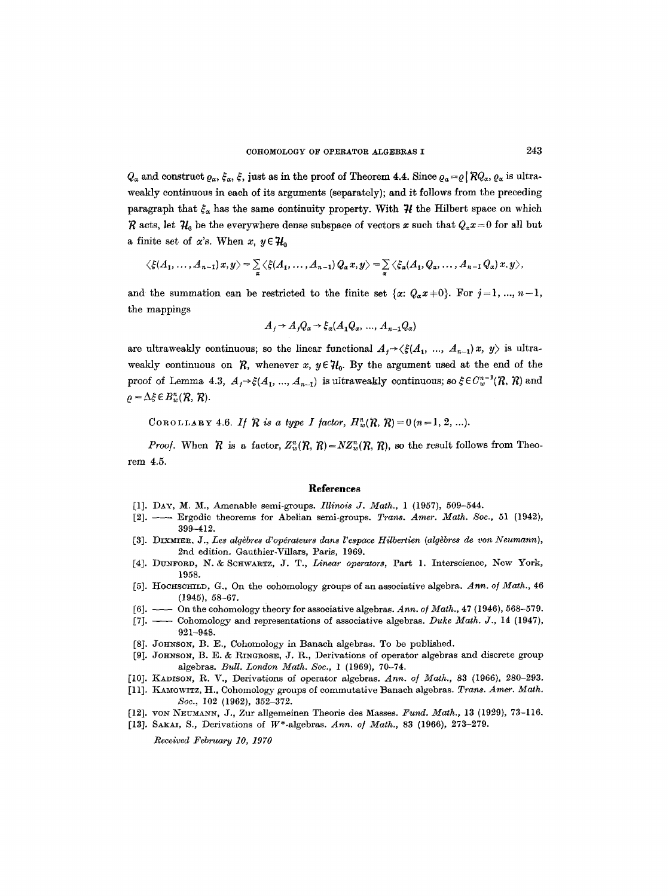$Q_\alpha$ and construct $\varrho_\alpha$, $\xi_\alpha$, $\xi$, just as in the proof of Theorem 4.4. Since $\varrho_\alpha = \varrho \mid \mathcal{R} Q_\alpha$, $\varrho_\alpha$ is ultraweakly continuous in each of its arguments (separately); and it follows from the preceding paragraph that $\xi_\alpha$ has the same continuity property. With $\mathcal{H}$ the Hilbert space on which $\mathcal{R}$ acts, let $\mathcal{H}_0$ be the everywhere dense subspace of vectors $x$ such that $Q_\alpha x = 0$ for all but a finite set of $\alpha$'s. When $x, y \in \mathcal{H}_0$

$$\langle \xi(A_1, \ldots, A_{n-1}) x, y \rangle = \sum_\alpha \langle \xi(A_1, \ldots, A_{n-1}) Q_\alpha x, y \rangle = \sum_\alpha \langle \xi_\alpha(A_1, Q_\alpha, \ldots, A_{n-1} Q_\alpha) x, y \rangle,$$

and the summation can be restricted to the finite set $\{\alpha \colon Q_\alpha x \neq 0\}$. For $j = 1, \ldots, n-1$, the mappings

$$A_j \to A_j Q_\alpha \to \xi_\alpha(A_1 Q_\alpha, \ldots, A_{n-1} Q_\alpha)$$

are ultraweakly continuous; so the linear functional $A_j \to \langle \xi(A_1, \ldots, A_{n-1}) x, y \rangle$ is ultraweakly continuous on $\mathcal{R}$, whenever $x, y \in \mathcal{H}_0$. By the argument used at the end of the proof of Lemma 4.3, $A_j \to \xi(A_1, \ldots, A_{n-1})$ is ultraweakly continuous; so $\xi \in C_w^{n-1}(\mathcal{R}, \mathcal{R})$ and $\varrho = \Delta \xi \in B_w^n(\mathcal{R}, \mathcal{R})$.

COROLLARY 4.6. *If $\mathcal{R}$ is a type I factor, $H_w^n(\mathcal{R}, \mathcal{R}) = 0$ $(n = 1, 2, \ldots)$.*

*Proof.* When $\mathcal{R}$ is a factor, $Z_w^n(\mathcal{R}, \mathcal{R}) = NZ_w^n(\mathcal{R}, \mathcal{R})$, so the result follows from Theorem 4.5.

## References

[1]. DAY, M. M., Amenable semi-groups. *Illinois J. Math.*, 1 (1957), 509–544.

[2]. —— Ergodic theorems for Abelian semi-groups. *Trans. Amer. Math. Soc.*, 51 (1942), 399–412.

[3]. DIXMIER, J., *Les algèbres d'opérateurs dans l'espace Hilbertien (algèbres de von Neumann)*, 2nd edition. Gauthier-Villars, Paris, 1969.

[4]. DUNFORD, N. & SCHWARTZ, J. T., *Linear operators*, Part 1. Interscience, New York, 1958.

[5]. HOCHSCHILD, G., On the cohomology groups of an associative algebra. *Ann. of Math.*, 46 (1945), 58–67.

[6]. —— On the cohomology theory for associative algebras. *Ann. of Math.*, 47 (1946), 568–579.

[7]. —— Cohomology and representations of associative algebras. *Duke Math. J.*, 14 (1947), 921–948.

[8]. JOHNSON, B. E., Cohomology in Banach algebras. To be published.

[9]. JOHNSON, B. E. & RINGROSE, J. R., Derivations of operator algebras and discrete group algebras. *Bull. London Math. Soc.*, 1 (1969), 70–74.

[10]. KADISON, R. V., Derivations of operator algebras. *Ann. of Math.*, 83 (1966), 280–293.

[11]. KAMOWITZ, H., Cohomology groups of commutative Banach algebras. *Trans. Amer. Math. Soc.*, 102 (1962), 352–372.

[12]. VON NEUMANN, J., Zur allgemeinen Theorie des Masses. *Fund. Math.*, 13 (1929), 73–116.

[13]. SAKAI, S., Derivations of $W^*$-algebras. *Ann. of Math.*, 83 (1966), 273–279.

*Received February 10, 1970*